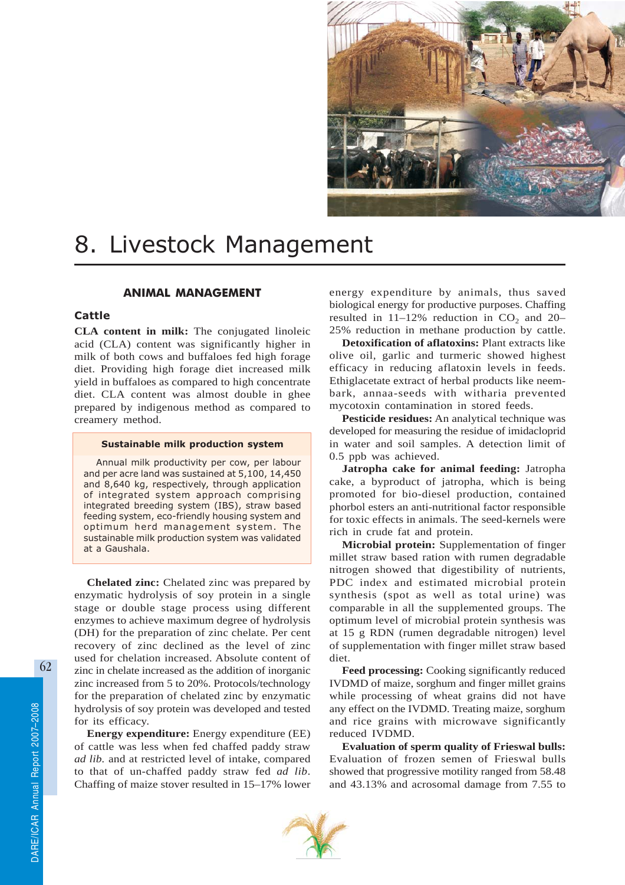# 8. Livestock Management

## ANIMAL MANAGEMENT

### Cattle

**CLA content in milk:** The conjugated linoleic acid (CLA) content was significantly higher in milk of both cows and buffaloes fed high forage diet. Providing high forage diet increased milk yield in buffaloes as compared to high concentrate diet. CLA content was almost double in ghee prepared by indigenous method as compared to creamery method.

> **Sustainable milk production system**
>
> Annual milk productivity per cow, per labour and per acre land was sustained at 5,100, 14,450 and 8,640 kg, respectively, through application of integrated system approach comprising integrated breeding system (IBS), straw based feeding system, eco-friendly housing system and optimum herd management system. The sustainable milk production system was validated at a Gaushala.

**Chelated zinc:** Chelated zinc was prepared by enzymatic hydrolysis of soy protein in a single stage or double stage process using different enzymes to achieve maximum degree of hydrolysis (DH) for the preparation of zinc chelate. Per cent recovery of zinc declined as the level of zinc used for chelation increased. Absolute content of zinc in chelate increased as the addition of inorganic zinc increased from 5 to 20%. Protocols/technology for the preparation of chelated zinc by enzymatic hydrolysis of soy protein was developed and tested for its efficacy.

**Energy expenditure:** Energy expenditure (EE) of cattle was less when fed chaffed paddy straw *ad lib.* and at restricted level of intake, compared to that of un-chaffed paddy straw fed *ad lib.* Chaffing of maize stover resulted in 15–17% lower energy expenditure by animals, thus saved biological energy for productive purposes. Chaffing resulted in 11–12% reduction in $CO_2$ and 20–25% reduction in methane production by cattle.

**Detoxification of aflatoxins:** Plant extracts like olive oil, garlic and turmeric showed highest efficacy in reducing aflatoxin levels in feeds. Ethiglacetate extract of herbal products like neem-bark, annaa-seeds with witharia prevented mycotoxin contamination in stored feeds.

**Pesticide residues:** An analytical technique was developed for measuring the residue of imidacloprid in water and soil samples. A detection limit of 0.5 ppb was achieved.

**Jatropha cake for animal feeding:** Jatropha cake, a byproduct of jatropha, which is being promoted for bio-diesel production, contained phorbol esters an anti-nutritional factor responsible for toxic effects in animals. The seed-kernels were rich in crude fat and protein.

**Microbial protein:** Supplementation of finger millet straw based ration with rumen degradable nitrogen showed that digestibility of nutrients, PDC index and estimated microbial protein synthesis (spot as well as total urine) was comparable in all the supplemented groups. The optimum level of microbial protein synthesis was at 15 g RDN (rumen degradable nitrogen) level of supplementation with finger millet straw based diet.

**Feed processing:** Cooking significantly reduced IVDMD of maize, sorghum and finger millet grains while processing of wheat grains did not have any effect on the IVDMD. Treating maize, sorghum and rice grains with microwave significantly reduced IVDMD.

**Evaluation of sperm quality of Frieswal bulls:** Evaluation of frozen semen of Frieswal bulls showed that progressive motility ranged from 58.48 and 43.13% and acrosomal damage from 7.55 to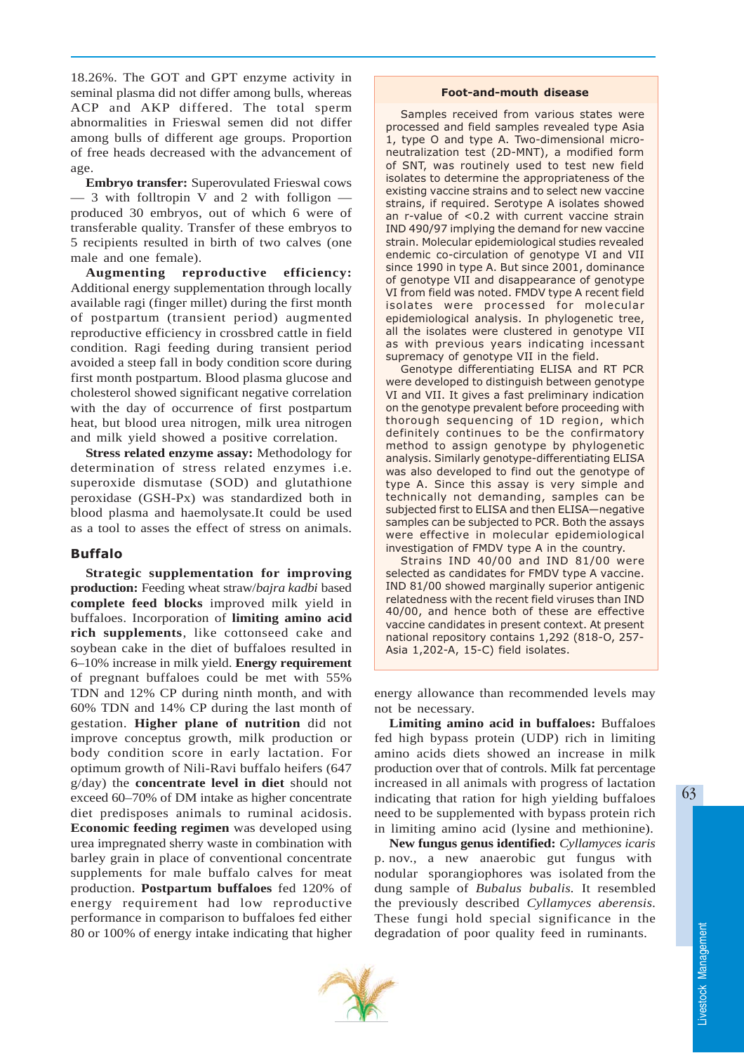18.26%. The GOT and GPT enzyme activity in seminal plasma did not differ among bulls, whereas ACP and AKP differed. The total sperm abnormalities in Frieswal semen did not differ among bulls of different age groups. Proportion of free heads decreased with the advancement of age.

**Embryo transfer:** Superovulated Frieswal cows — 3 with folltropin V and 2 with folligon — produced 30 embryos, out of which 6 were of transferable quality. Transfer of these embryos to 5 recipients resulted in birth of two calves (one male and one female).

**Augmenting reproductive efficiency:** Additional energy supplementation through locally available ragi (finger millet) during the first month of postpartum (transient period) augmented reproductive efficiency in crossbred cattle in field condition. Ragi feeding during transient period avoided a steep fall in body condition score during first month postpartum. Blood plasma glucose and cholesterol showed significant negative correlation with the day of occurrence of first postpartum heat, but blood urea nitrogen, milk urea nitrogen and milk yield showed a positive correlation.

**Stress related enzyme assay:** Methodology for determination of stress related enzymes i.e. superoxide dismutase (SOD) and glutathione peroxidase (GSH-Px) was standardized both in blood plasma and haemolysate.It could be used as a tool to asses the effect of stress on animals.

## Buffalo

**Strategic supplementation for improving production:** Feeding wheat straw/*bajra kadbi* based **complete feed blocks** improved milk yield in buffaloes. Incorporation of **limiting amino acid rich supplements**, like cottonseed cake and soybean cake in the diet of buffaloes resulted in 6–10% increase in milk yield. **Energy requirement** of pregnant buffaloes could be met with 55% TDN and 12% CP during ninth month, and with 60% TDN and 14% CP during the last month of gestation. **Higher plane of nutrition** did not improve conceptus growth, milk production or body condition score in early lactation. For optimum growth of Nili-Ravi buffalo heifers (647 g/day) the **concentrate level in diet** should not exceed 60–70% of DM intake as higher concentrate diet predisposes animals to ruminal acidosis. **Economic feeding regimen** was developed using urea impregnated sherry waste in combination with barley grain in place of conventional concentrate supplements for male buffalo calves for meat production. **Postpartum buffaloes** fed 120% of energy requirement had low reproductive performance in comparison to buffaloes fed either 80 or 100% of energy intake indicating that higher energy allowance than recommended levels may not be necessary.

**Limiting amino acid in buffaloes:** Buffaloes fed high bypass protein (UDP) rich in limiting amino acids diets showed an increase in milk production over that of controls. Milk fat percentage increased in all animals with progress of lactation indicating that ration for high yielding buffaloes need to be supplemented with bypass protein rich in limiting amino acid (lysine and methionine).

**New fungus genus identified:** *Cyllamyces icaris* p. nov., a new anaerobic gut fungus with nodular sporangiophores was isolated from the dung sample of *Bubalus bubalis.* It resembled the previously described *Cyllamyces aberensis.* These fungi hold special significance in the degradation of poor quality feed in ruminants.

### Foot-and-mouth disease

Samples received from various states were processed and field samples revealed type Asia 1, type O and type A. Two-dimensional micro-neutralization test (2D-MNT), a modified form of SNT, was routinely used to test new field isolates to determine the appropriateness of the existing vaccine strains and to select new vaccine strains, if required. Serotype A isolates showed an r-value of <0.2 with current vaccine strain IND 490/97 implying the demand for new vaccine strain. Molecular epidemiological studies revealed endemic co-circulation of genotype VI and VII since 1990 in type A. But since 2001, dominance of genotype VII and disappearance of genotype VI from field was noted. FMDV type A recent field isolates were processed for molecular epidemiological analysis. In phylogenetic tree, all the isolates were clustered in genotype VII as with previous years indicating incessant supremacy of genotype VII in the field.

Genotype differentiating ELISA and RT PCR were developed to distinguish between genotype VI and VII. It gives a fast preliminary indication on the genotype prevalent before proceeding with thorough sequencing of 1D region, which definitely continues to be the confirmatory method to assign genotype by phylogenetic analysis. Similarly genotype-differentiating ELISA was also developed to find out the genotype of type A. Since this assay is very simple and technically not demanding, samples can be subjected first to ELISA and then ELISA—negative samples can be subjected to PCR. Both the assays were effective in molecular epidemiological investigation of FMDV type A in the country.

Strains IND 40/00 and IND 81/00 were selected as candidates for FMDV type A vaccine. IND 81/00 showed marginally superior antigenic relatedness with the recent field viruses than IND 40/00, and hence both of these are effective vaccine candidates in present context. At present national repository contains 1,292 (818-O, 257-Asia 1,202-A, 15-C) field isolates.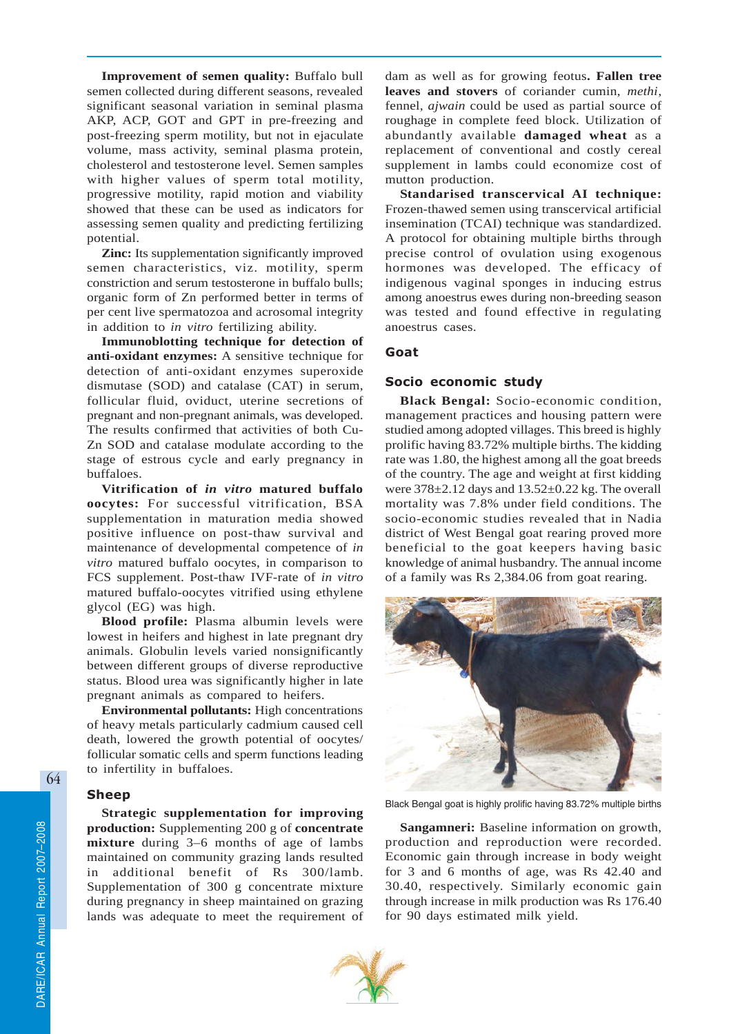**Improvement of semen quality:** Buffalo bull semen collected during different seasons, revealed significant seasonal variation in seminal plasma AKP, ACP, GOT and GPT in pre-freezing and post-freezing sperm motility, but not in ejaculate volume, mass activity, seminal plasma protein, cholesterol and testosterone level. Semen samples with higher values of sperm total motility, progressive motility, rapid motion and viability showed that these can be used as indicators for assessing semen quality and predicting fertilizing potential.

**Zinc:** Its supplementation significantly improved semen characteristics, viz. motility, sperm constriction and serum testosterone in buffalo bulls; organic form of Zn performed better in terms of per cent live spermatozoa and acrosomal integrity in addition to *in vitro* fertilizing ability.

**Immunoblotting technique for detection of anti-oxidant enzymes:** A sensitive technique for detection of anti-oxidant enzymes superoxide dismutase (SOD) and catalase (CAT) in serum, follicular fluid, oviduct, uterine secretions of pregnant and non-pregnant animals, was developed. The results confirmed that activities of both Cu-Zn SOD and catalase modulate according to the stage of estrous cycle and early pregnancy in buffaloes.

**Vitrification of *in vitro* matured buffalo oocytes:** For successful vitrification, BSA supplementation in maturation media showed positive influence on post-thaw survival and maintenance of developmental competence of *in vitro* matured buffalo oocytes, in comparison to FCS supplement. Post-thaw IVF-rate of *in vitro* matured buffalo-oocytes vitrified using ethylene glycol (EG) was high.

**Blood profile:** Plasma albumin levels were lowest in heifers and highest in late pregnant dry animals. Globulin levels varied nonsignificantly between different groups of diverse reproductive status. Blood urea was significantly higher in late pregnant animals as compared to heifers.

**Environmental pollutants:** High concentrations of heavy metals particularly cadmium caused cell death, lowered the growth potential of oocytes/ follicular somatic cells and sperm functions leading to infertility in buffaloes.

## Sheep

**Strategic supplementation for improving production:** Supplementing 200 g of **concentrate mixture** during 3–6 months of age of lambs maintained on community grazing lands resulted in additional benefit of Rs 300/lamb. Supplementation of 300 g concentrate mixture during pregnancy in sheep maintained on grazing lands was adequate to meet the requirement of dam as well as for growing feotus**. Fallen tree leaves and stovers** of coriander cumin, *methi*, fennel, *ajwain* could be used as partial source of roughage in complete feed block. Utilization of abundantly available **damaged wheat** as a replacement of conventional and costly cereal supplement in lambs could economize cost of mutton production.

**Standarised transcervical AI technique:** Frozen-thawed semen using transcervical artificial insemination (TCAI) technique was standardized. A protocol for obtaining multiple births through precise control of ovulation using exogenous hormones was developed. The efficacy of indigenous vaginal sponges in inducing estrus among anoestrus ewes during non-breeding season was tested and found effective in regulating anoestrus cases.

## Goat

### Socio economic study

**Black Bengal:** Socio-economic condition, management practices and housing pattern were studied among adopted villages. This breed is highly prolific having 83.72% multiple births. The kidding rate was 1.80, the highest among all the goat breeds of the country. The age and weight at first kidding were 378±2.12 days and 13.52±0.22 kg. The overall mortality was 7.8% under field conditions. The socio-economic studies revealed that in Nadia district of West Bengal goat rearing proved more beneficial to the goat keepers having basic knowledge of animal husbandry. The annual income of a family was Rs 2,384.06 from goat rearing.

Black Bengal goat is highly prolific having 83.72% multiple births

**Sangamneri:** Baseline information on growth, production and reproduction were recorded. Economic gain through increase in body weight for 3 and 6 months of age, was Rs 42.40 and 30.40, respectively. Similarly economic gain through increase in milk production was Rs 176.40 for 90 days estimated milk yield.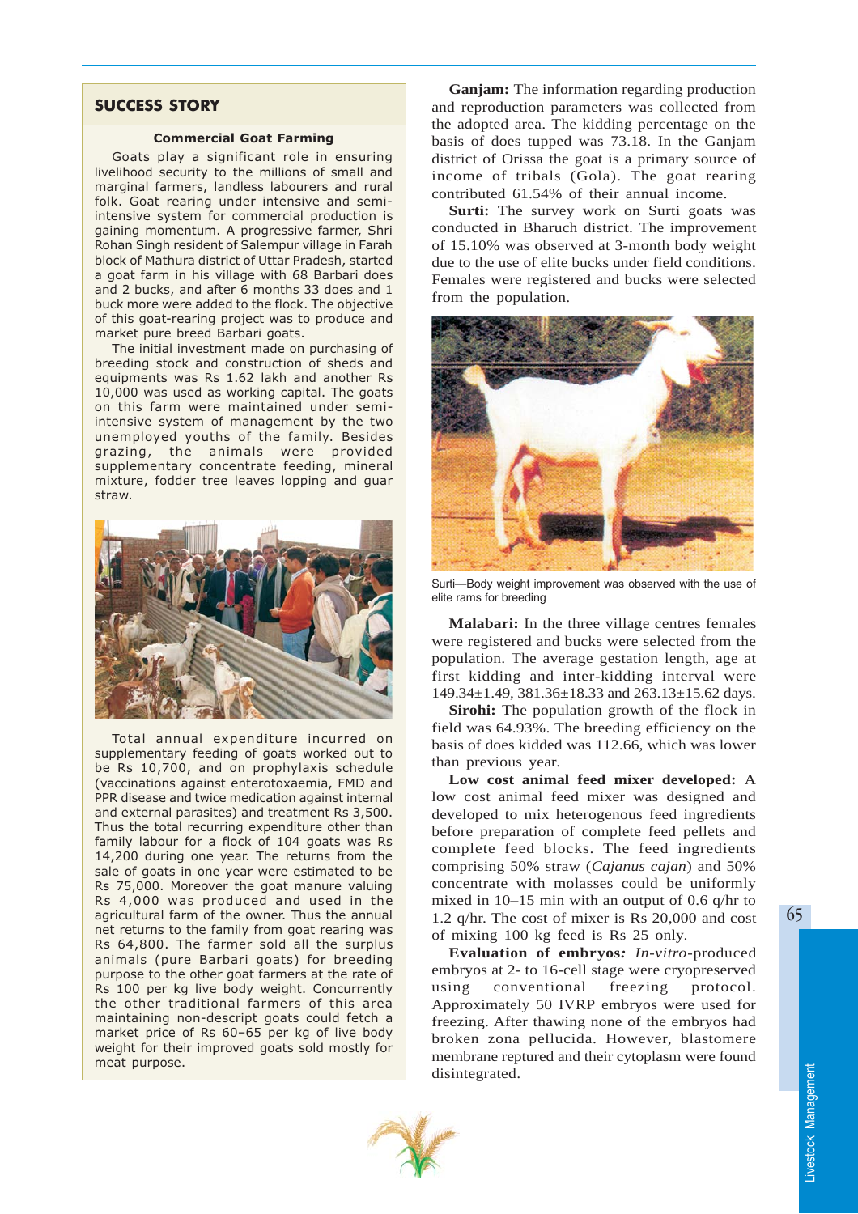## SUCCESS STORY

### Commercial Goat Farming

Goats play a significant role in ensuring livelihood security to the millions of small and marginal farmers, landless labourers and rural folk. Goat rearing under intensive and semi-intensive system for commercial production is gaining momentum. A progressive farmer, Shri Rohan Singh resident of Salempur village in Farah block of Mathura district of Uttar Pradesh, started a goat farm in his village with 68 Barbari does and 2 bucks, and after 6 months 33 does and 1 buck more were added to the flock. The objective of this goat-rearing project was to produce and market pure breed Barbari goats.

The initial investment made on purchasing of breeding stock and construction of sheds and equipments was Rs 1.62 lakh and another Rs 10,000 was used as working capital. The goats on this farm were maintained under semi-intensive system of management by the two unemployed youths of the family. Besides grazing, the animals were provided supplementary concentrate feeding, mineral mixture, fodder tree leaves lopping and guar straw.

Total annual expenditure incurred on supplementary feeding of goats worked out to be Rs 10,700, and on prophylaxis schedule (vaccinations against enterotoxaemia, FMD and PPR disease and twice medication against internal and external parasites) and treatment Rs 3,500. Thus the total recurring expenditure other than family labour for a flock of 104 goats was Rs 14,200 during one year. The returns from the sale of goats in one year were estimated to be Rs 75,000. Moreover the goat manure valuing Rs 4,000 was produced and used in the agricultural farm of the owner. Thus the annual net returns to the family from goat rearing was Rs 64,800. The farmer sold all the surplus animals (pure Barbari goats) for breeding purpose to the other goat farmers at the rate of Rs 100 per kg live body weight. Concurrently the other traditional farmers of this area maintaining non-descript goats could fetch a market price of Rs 60–65 per kg of live body weight for their improved goats sold mostly for meat purpose.

**Ganjam:** The information regarding production and reproduction parameters was collected from the adopted area. The kidding percentage on the basis of does tupped was 73.18. In the Ganjam district of Orissa the goat is a primary source of income of tribals (Gola). The goat rearing contributed 61.54% of their annual income.

**Surti:** The survey work on Surti goats was conducted in Bharuch district. The improvement of 15.10% was observed at 3-month body weight due to the use of elite bucks under field conditions. Females were registered and bucks were selected from the population.

Surti—Body weight improvement was observed with the use of elite rams for breeding

**Malabari:** In the three village centres females were registered and bucks were selected from the population. The average gestation length, age at first kidding and inter-kidding interval were 149.34±1.49, 381.36±18.33 and 263.13±15.62 days.

**Sirohi:** The population growth of the flock in field was 64.93%. The breeding efficiency on the basis of does kidded was 112.66, which was lower than previous year.

**Low cost animal feed mixer developed:** A low cost animal feed mixer was designed and developed to mix heterogenous feed ingredients before preparation of complete feed pellets and complete feed blocks. The feed ingredients comprising 50% straw (*Cajanus cajan*) and 50% concentrate with molasses could be uniformly mixed in 10–15 min with an output of 0.6 q/hr to 1.2 q/hr. The cost of mixer is Rs 20,000 and cost of mixing 100 kg feed is Rs 25 only.

**Evaluation of embryos:** *In-vitro*-produced embryos at 2- to 16-cell stage were cryopreserved using conventional freezing protocol. Approximately 50 IVRP embryos were used for freezing. After thawing none of the embryos had broken zona pellucida. However, blastomere membrane reptured and their cytoplasm were found disintegrated.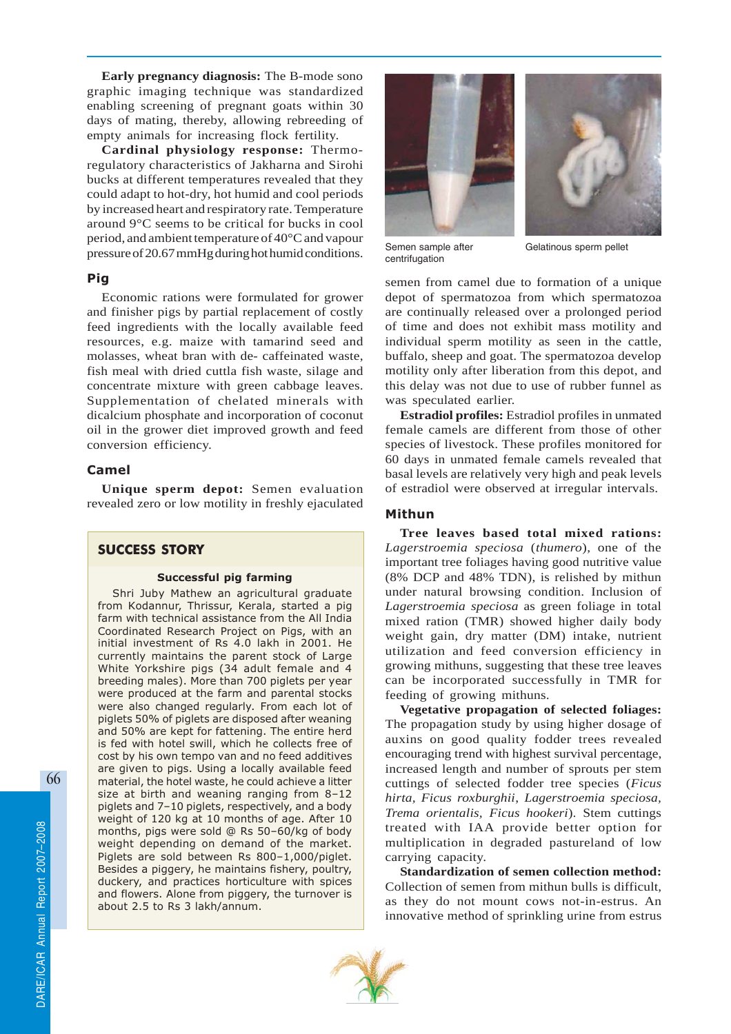**Early pregnancy diagnosis:** The B-mode sonographic imaging technique was standardized enabling screening of pregnant goats within 30 days of mating, thereby, allowing rebreeding of empty animals for increasing flock fertility.

**Cardinal physiology response:** Thermoregulatory characteristics of Jakharna and Sirohi bucks at different temperatures revealed that they could adapt to hot-dry, hot humid and cool periods by increased heart and respiratory rate. Temperature around 9°C seems to be critical for bucks in cool period, and ambient temperature of 40°C and vapour pressure of 20.67 mmHg during hot humid conditions.

## Pig

Economic rations were formulated for grower and finisher pigs by partial replacement of costly feed ingredients with the locally available feed resources, e.g. maize with tamarind seed and molasses, wheat bran with de- caffeinated waste, fish meal with dried cuttla fish waste, silage and concentrate mixture with green cabbage leaves. Supplementation of chelated minerals with dicalcium phosphate and incorporation of coconut oil in the grower diet improved growth and feed conversion efficiency.

## Camel

**Unique sperm depot:** Semen evaluation revealed zero or low motility in freshly ejaculated semen from camel due to formation of a unique depot of spermatozoa from which spermatozoa are continually released over a prolonged period of time and does not exhibit mass motility and individual sperm motility as seen in the cattle, buffalo, sheep and goat. The spermatozoa develop motility only after liberation from this depot, and this delay was not due to use of rubber funnel as was speculated earlier.

Semen sample after centrifugation

Gelatinous sperm pellet

**Estradiol profiles:** Estradiol profiles in unmated female camels are different from those of other species of livestock. These profiles monitored for 60 days in unmated female camels revealed that basal levels are relatively very high and peak levels of estradiol were observed at irregular intervals.

### SUCCESS STORY

**Successful pig farming**

Shri Juby Mathew an agricultural graduate from Kodannur, Thrissur, Kerala, started a pig farm with technical assistance from the All India Coordinated Research Project on Pigs, with an initial investment of Rs 4.0 lakh in 2001. He currently maintains the parent stock of Large White Yorkshire pigs (34 adult female and 4 breeding males). More than 700 piglets per year were produced at the farm and parental stocks were also changed regularly. From each lot of piglets 50% of piglets are disposed after weaning and 50% are kept for fattening. The entire herd is fed with hotel swill, which he collects free of cost by his own tempo van and no feed additives are given to pigs. Using a locally available feed material, the hotel waste, he could achieve a litter size at birth and weaning ranging from 8–12 piglets and 7–10 piglets, respectively, and a body weight of 120 kg at 10 months of age. After 10 months, pigs were sold @ Rs 50–60/kg of body weight depending on demand of the market. Piglets are sold between Rs 800–1,000/piglet. Besides a piggery, he maintains fishery, poultry, duckery, and practices horticulture with spices and flowers. Alone from piggery, the turnover is about 2.5 to Rs 3 lakh/annum.

## Mithun

**Tree leaves based total mixed rations:** *Lagerstroemia speciosa* (*thumero*), one of the important tree foliages having good nutritive value (8% DCP and 48% TDN), is relished by mithun under natural browsing condition. Inclusion of *Lagerstroemia speciosa* as green foliage in total mixed ration (TMR) showed higher daily body weight gain, dry matter (DM) intake, nutrient utilization and feed conversion efficiency in growing mithuns, suggesting that these tree leaves can be incorporated successfully in TMR for feeding of growing mithuns.

**Vegetative propagation of selected foliages:** The propagation study by using higher dosage of auxins on good quality fodder trees revealed encouraging trend with highest survival percentage, increased length and number of sprouts per stem cuttings of selected fodder tree species (*Ficus hirta*, *Ficus roxburghii*, *Lagerstroemia speciosa*, *Trema orientalis*, *Ficus hookeri*). Stem cuttings treated with IAA provide better option for multiplication in degraded pastureland of low carrying capacity.

**Standardization of semen collection method:** Collection of semen from mithun bulls is difficult, as they do not mount cows not-in-estrus. An innovative method of sprinkling urine from estrus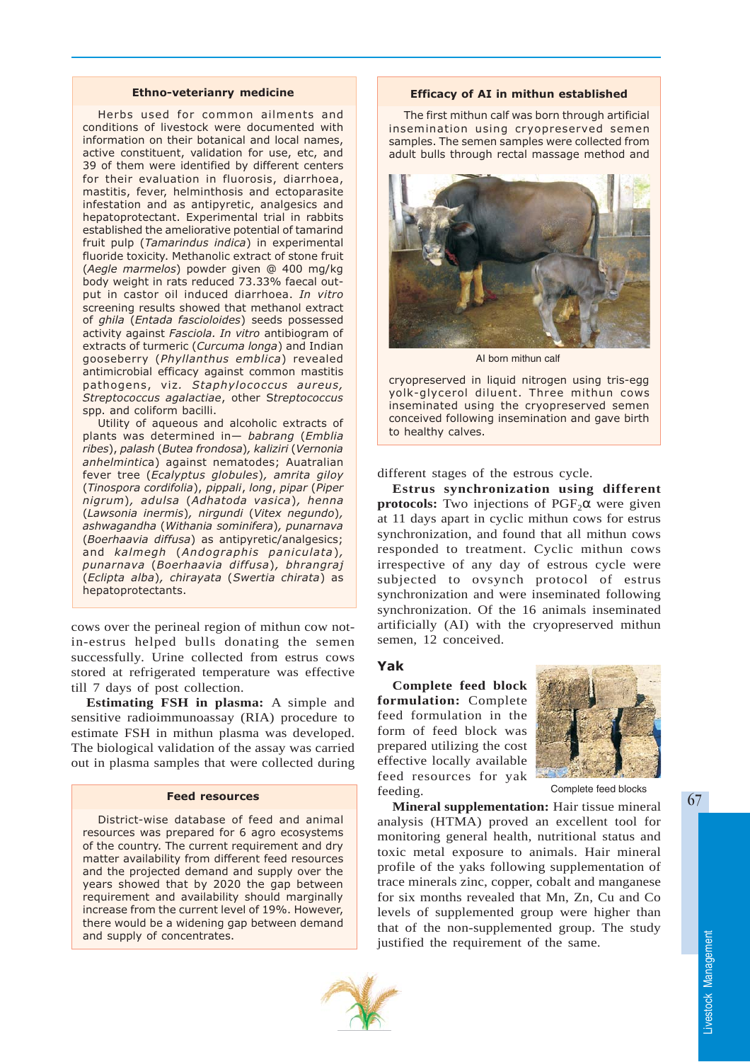### Ethno-veterianry medicine

Herbs used for common ailments and conditions of livestock were documented with information on their botanical and local names, active constituent, validation for use, etc, and 39 of them were identified by different centers for their evaluation in fluorosis, diarrhoea, mastitis, fever, helminthosis and ectoparasite infestation and as antipyretic, analgesics and hepatoprotectant. Experimental trial in rabbits established the ameliorative potential of tamarind fruit pulp (*Tamarindus indica*) in experimental fluoride toxicity. Methanolic extract of stone fruit (*Aegle marmelos*) powder given @ 400 mg/kg body weight in rats reduced 73.33% faecal output in castor oil induced diarrhoea. *In vitro* screening results showed that methanol extract of *ghila* (*Entada fascioloides*) seeds possessed activity against *Fasciola. In vitro* antibiogram of extracts of turmeric (*Curcuma longa*) and Indian gooseberry (*Phyllanthus emblica*) revealed antimicrobial efficacy against common mastitis pathogens, viz. *Staphylococcus aureus, Streptococcus agalactiae*, other *Streptococcus* spp. and coliform bacilli.

Utility of aqueous and alcoholic extracts of plants was determined in— *babrang* (*Emblia ribes*), *palash* (*Butea frondosa*), *kaliziri* (*Vernonia anhelmintica*) against nematodes; Australian fever tree (*Ecalyptus globules*), *amrita giloy* (*Tinospora cordifolia*), *pippali*, *long*, *pipar* (*Piper nigrum*), *adulsa* (*Adhatoda vasica*), *henna* (*Lawsonia inermis*), *nirgundi* (*Vitex negundo*), *ashwagandha* (*Withania sominifera*), *punarnava* (*Boerhaavia diffusa*) as antipyretic/analgesics; and *kalmegh* (*Andographis paniculata*), *punarnava* (*Boerhaavia diffusa*), *bhrangraj* (*Eclipta alba*), *chirayata* (*Swertia chirata*) as hepatoprotectants.

cows over the perineal region of mithun cow not-in-estrus helped bulls donating the semen successfully. Urine collected from estrus cows stored at refrigerated temperature was effective till 7 days of post collection.

**Estimating FSH in plasma:** A simple and sensitive radioimmunoassay (RIA) procedure to estimate FSH in mithun plasma was developed. The biological validation of the assay was carried out in plasma samples that were collected during different stages of the estrous cycle.

### Feed resources

District-wise database of feed and animal resources was prepared for 6 agro ecosystems of the country. The current requirement and dry matter availability from different feed resources and the projected demand and supply over the years showed that by 2020 the gap between requirement and availability should marginally increase from the current level of 19%. However, there would be a widening gap between demand and supply of concentrates.

### Efficacy of AI in mithun established

The first mithun calf was born through artificial insemination using cryopreserved semen samples. The semen samples were collected from adult bulls through rectal massage method and cryopreserved in liquid nitrogen using tris-egg yolk-glycerol diluent. Three mithun cows inseminated using the cryopreserved semen conceived following insemination and gave birth to healthy calves.

AI born mithun calf

**Estrus synchronization using different protocols:** Two injections of $PGF_2\alpha$ were given at 11 days apart in cyclic mithun cows for estrus synchronization, and found that all mithun cows responded to treatment. Cyclic mithun cows irrespective of any day of estrous cycle were subjected to ovsynch protocol of estrus synchronization and were inseminated following synchronization. Of the 16 animals inseminated artificially (AI) with the cryopreserved mithun semen, 12 conceived.

## Yak

**Complete feed block formulation:** Complete feed formulation in the form of feed block was prepared utilizing the cost effective locally available feed resources for yak feeding.

Complete feed blocks

**Mineral supplementation:** Hair tissue mineral analysis (HTMA) proved an excellent tool for monitoring general health, nutritional status and toxic metal exposure to animals. Hair mineral profile of the yaks following supplementation of trace minerals zinc, copper, cobalt and manganese for six months revealed that Mn, Zn, Cu and Co levels of supplemented group were higher than that of the non-supplemented group. The study justified the requirement of the same.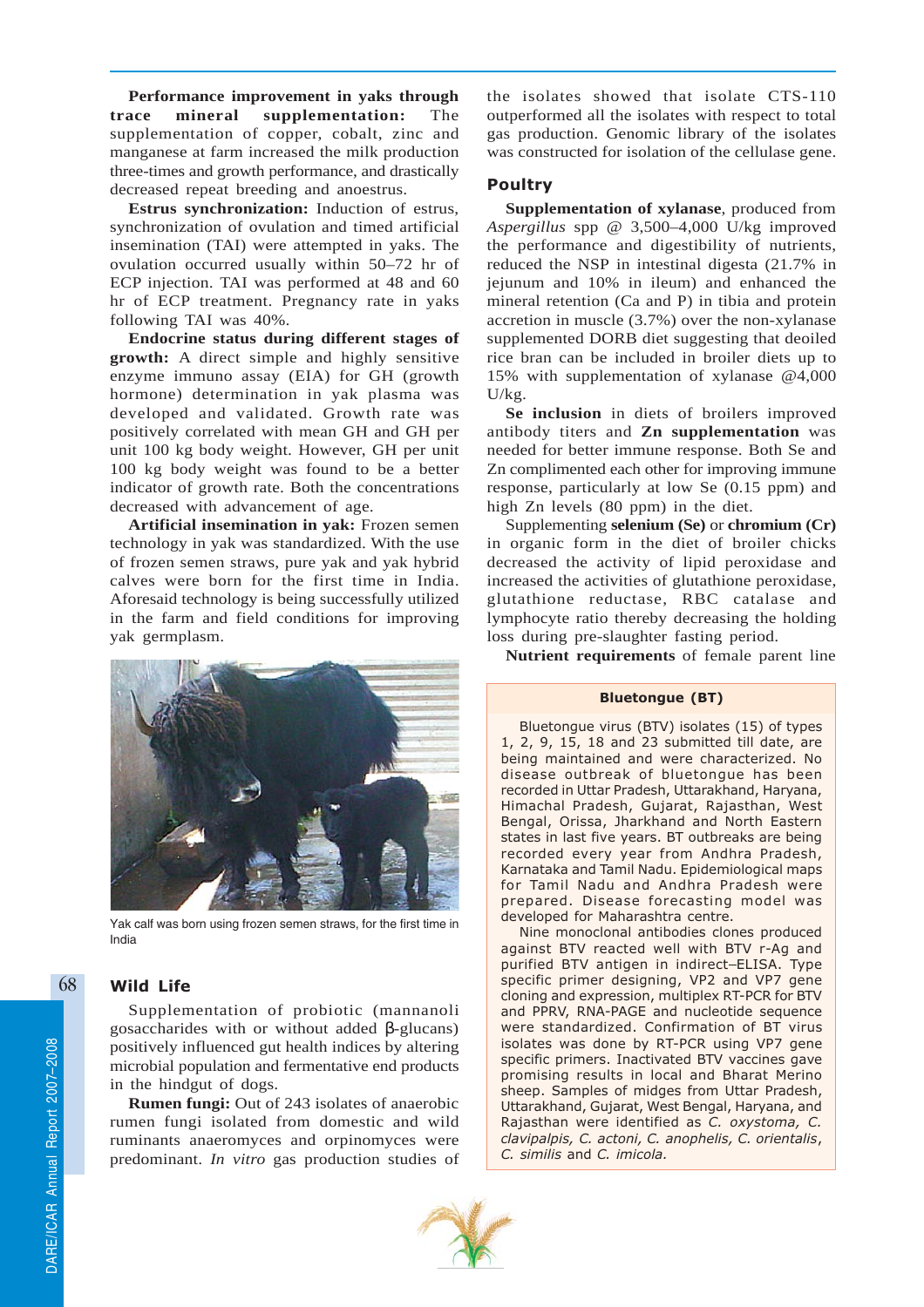**Performance improvement in yaks through trace mineral supplementation:** The supplementation of copper, cobalt, zinc and manganese at farm increased the milk production three-times and growth performance, and drastically decreased repeat breeding and anoestrus.

**Estrus synchronization:** Induction of estrus, synchronization of ovulation and timed artificial insemination (TAI) were attempted in yaks. The ovulation occurred usually within 50–72 hr of ECP injection. TAI was performed at 48 and 60 hr of ECP treatment. Pregnancy rate in yaks following TAI was 40%.

**Endocrine status during different stages of growth:** A direct simple and highly sensitive enzyme immuno assay (EIA) for GH (growth hormone) determination in yak plasma was developed and validated. Growth rate was positively correlated with mean GH and GH per unit 100 kg body weight. However, GH per unit 100 kg body weight was found to be a better indicator of growth rate. Both the concentrations decreased with advancement of age.

**Artificial insemination in yak:** Frozen semen technology in yak was standardized. With the use of frozen semen straws, pure yak and yak hybrid calves were born for the first time in India. Aforesaid technology is being successfully utilized in the farm and field conditions for improving yak germplasm.

Yak calf was born using frozen semen straws, for the first time in India

## Wild Life

Supplementation of probiotic (mannanoligosaccharides with or without added β-glucans) positively influenced gut health indices by altering microbial population and fermentative end products in the hindgut of dogs.

**Rumen fungi:** Out of 243 isolates of anaerobic rumen fungi isolated from domestic and wild ruminants anaeromyces and orpinomyces were predominant. *In vitro* gas production studies of the isolates showed that isolate CTS-110 outperformed all the isolates with respect to total gas production. Genomic library of the isolates was constructed for isolation of the cellulase gene.

## Poultry

**Supplementation of xylanase**, produced from *Aspergillus* spp @ 3,500–4,000 U/kg improved the performance and digestibility of nutrients, reduced the NSP in intestinal digesta (21.7% in jejunum and 10% in ileum) and enhanced the mineral retention (Ca and P) in tibia and protein accretion in muscle (3.7%) over the non-xylanase supplemented DORB diet suggesting that deoiled rice bran can be included in broiler diets up to 15% with supplementation of xylanase @4,000 U/kg.

**Se inclusion** in diets of broilers improved antibody titers and **Zn supplementation** was needed for better immune response. Both Se and Zn complimented each other for improving immune response, particularly at low Se (0.15 ppm) and high Zn levels (80 ppm) in the diet.

Supplementing **selenium (Se)** or **chromium (Cr)** in organic form in the diet of broiler chicks decreased the activity of lipid peroxidase and increased the activities of glutathione peroxidase, glutathione reductase, RBC catalase and lymphocyte ratio thereby decreasing the holding loss during pre-slaughter fasting period.

**Nutrient requirements** of female parent line

### Bluetongue (BT)

Bluetongue virus (BTV) isolates (15) of types 1, 2, 9, 15, 18 and 23 submitted till date, are being maintained and were characterized. No disease outbreak of bluetongue has been recorded in Uttar Pradesh, Uttarakhand, Haryana, Himachal Pradesh, Gujarat, Rajasthan, West Bengal, Orissa, Jharkhand and North Eastern states in last five years. BT outbreaks are being recorded every year from Andhra Pradesh, Karnataka and Tamil Nadu. Epidemiological maps for Tamil Nadu and Andhra Pradesh were prepared. Disease forecasting model was developed for Maharashtra centre.

Nine monoclonal antibodies clones produced against BTV reacted well with BTV r-Ag and purified BTV antigen in indirect–ELISA. Type specific primer designing, VP2 and VP7 gene cloning and expression, multiplex RT-PCR for BTV and PPRV, RNA-PAGE and nucleotide sequence were standardized. Confirmation of BT virus isolates was done by RT-PCR using VP7 gene specific primers. Inactivated BTV vaccines gave promising results in local and Bharat Merino sheep. Samples of midges from Uttar Pradesh, Uttarakhand, Gujarat, West Bengal, Haryana, and Rajasthan were identified as *C. oxystoma, C. clavipalpis, C. actoni, C. anophelis, C. orientalis*, *C. similis* and *C. imicola.*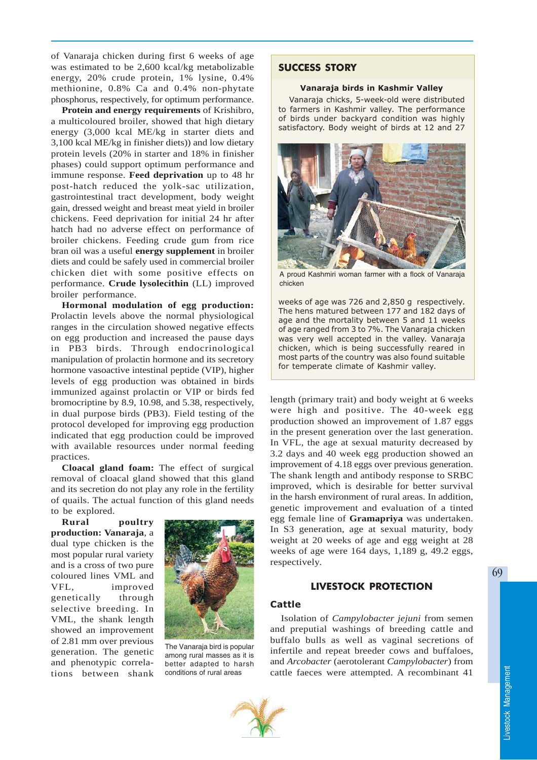of Vanaraja chicken during first 6 weeks of age was estimated to be 2,600 kcal/kg metabolizable energy, 20% crude protein, 1% lysine, 0.4% methionine, 0.8% Ca and 0.4% non-phytate phosphorus, respectively, for optimum performance.

**Protein and energy requirements** of Krishibro, a multicoloured broiler, showed that high dietary energy (3,000 kcal ME/kg in starter diets and 3,100 kcal ME/kg in finisher diets)) and low dietary protein levels (20% in starter and 18% in finisher phases) could support optimum performance and immune response. **Feed deprivation** up to 48 hr post-hatch reduced the yolk-sac utilization, gastrointestinal tract development, body weight gain, dressed weight and breast meat yield in broiler chickens. Feed deprivation for initial 24 hr after hatch had no adverse effect on performance of broiler chickens. Feeding crude gum from rice bran oil was a useful **energy supplement** in broiler diets and could be safely used in commercial broiler chicken diet with some positive effects on performance. **Crude lysolecithin** (LL) improved broiler performance.

**Hormonal modulation of egg production:** Prolactin levels above the normal physiological ranges in the circulation showed negative effects on egg production and increased the pause days in PB3 birds. Through endocrinological manipulation of prolactin hormone and its secretory hormone vasoactive intestinal peptide (VIP), higher levels of egg production was obtained in birds immunized against prolactin or VIP or birds fed bromocriptine by 8.9, 10.98, and 5.38, respectively, in dual purpose birds (PB3). Field testing of the protocol developed for improving egg production indicated that egg production could be improved with available resources under normal feeding practices.

**Cloacal gland foam:** The effect of surgical removal of cloacal gland showed that this gland and its secretion do not play any role in the fertility of quails. The actual function of this gland needs to be explored.

**Rural poultry production: Vanaraja**, a dual type chicken is the most popular rural variety and is a cross of two pure coloured lines VML and VFL, improved genetically through selective breeding. In VML, the shank length showed an improvement of 2.81 mm over previous generation. The genetic and phenotypic correlations between shank length (primary trait) and body weight at 6 weeks were high and positive. The 40-week egg production showed an improvement of 1.87 eggs in the present generation over the last generation. In VFL, the age at sexual maturity decreased by 3.2 days and 40 week egg production showed an improvement of 4.18 eggs over previous generation. The shank length and antibody response to SRBC improved, which is desirable for better survival in the harsh environment of rural areas. In addition, genetic improvement and evaluation of a tinted egg female line of **Gramapriya** was undertaken. In S3 generation, age at sexual maturity, body weight at 20 weeks of age and egg weight at 28 weeks of age were 164 days, 1,189 g, 49.2 eggs, respectively.

The Vanaraja bird is popular among rural masses as it is better adapted to harsh conditions of rural areas

> **SUCCESS STORY**
>
> **Vanaraja birds in Kashmir Valley**
>
> Vanaraja chicks, 5-week-old were distributed to farmers in Kashmir valley. The performance of birds under backyard condition was highly satisfactory. Body weight of birds at 12 and 27 weeks of age was 726 and 2,850 g respectively. The hens matured between 177 and 182 days of age and the mortality between 5 and 11 weeks of age ranged from 3 to 7%. The Vanaraja chicken was very well accepted in the valley. Vanaraja chicken, which is being successfully reared in most parts of the country was also found suitable for temperate climate of Kashmir valley.
>
> A proud Kashmiri woman farmer with a flock of Vanaraja chicken

## LIVESTOCK PROTECTION

### Cattle

Isolation of *Campylobacter jejuni* from semen and preputial washings of breeding cattle and buffalo bulls as well as vaginal secretions of infertile and repeat breeder cows and buffaloes, and *Arcobacter* (aerotolerant *Campylobacter*) from cattle faeces were attempted. A recombinant 41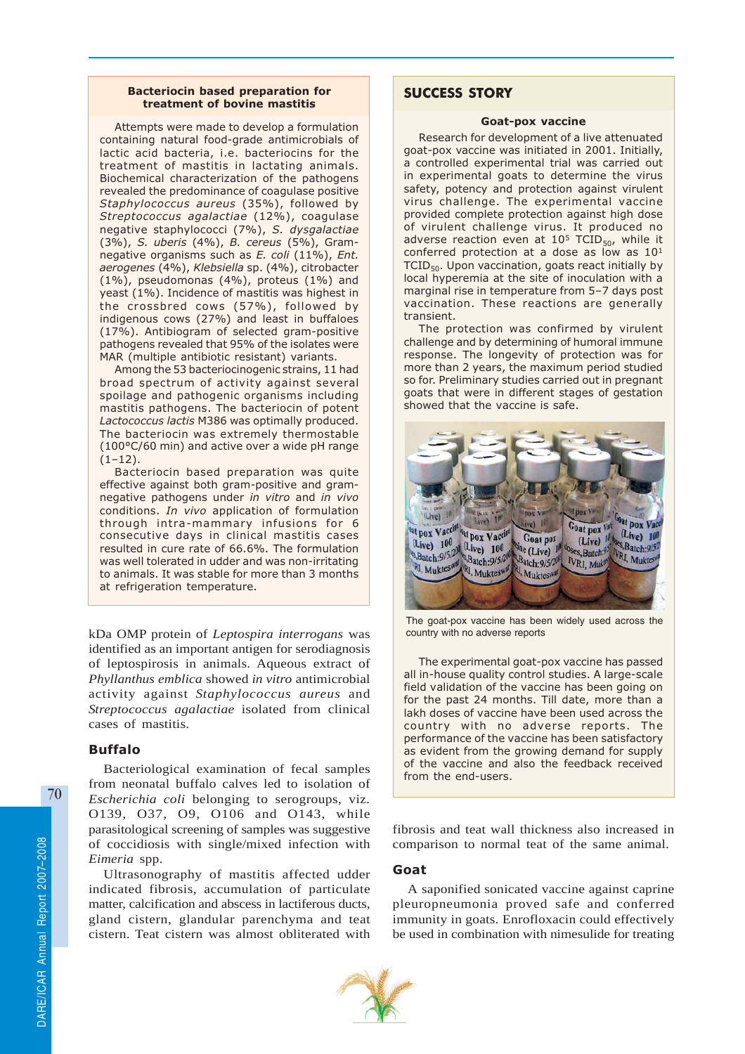### Bacteriocin based preparation for treatment of bovine mastitis

Attempts were made to develop a formulation containing natural food-grade antimicrobials of lactic acid bacteria, i.e. bacteriocins for the treatment of mastitis in lactating animals. Biochemical characterization of the pathogens revealed the predominance of coagulase positive *Staphylococcus aureus* (35%), followed by *Streptococcus agalactiae* (12%), coagulase negative staphylococci (7%), *S. dysgalactiae* (3%), *S. uberis* (4%), *B. cereus* (5%), Gram-negative organisms such as *E. coli* (11%), *Ent. aerogenes* (4%), *Klebsiella* sp. (4%), citrobacter (1%), pseudomonas (4%), proteus (1%) and yeast (1%). Incidence of mastitis was highest in the crossbred cows (57%), followed by indigenous cows (27%) and least in buffaloes (17%). Antibiogram of selected gram-positive pathogens revealed that 95% of the isolates were MAR (multiple antibiotic resistant) variants.

Among the 53 bacteriocinogenic strains, 11 had broad spectrum of activity against several spoilage and pathogenic organisms including mastitis pathogens. The bacteriocin of potent *Lactococcus lactis* M386 was optimally produced. The bacteriocin was extremely thermostable (100°C/60 min) and active over a wide pH range (1–12).

Bacteriocin based preparation was quite effective against both gram-positive and gram-negative pathogens under *in vitro* and *in vivo* conditions. *In vivo* application of formulation through intra-mammary infusions for 6 consecutive days in clinical mastitis cases resulted in cure rate of 66.6%. The formulation was well tolerated in udder and was non-irritating to animals. It was stable for more than 3 months at refrigeration temperature.

kDa OMP protein of *Leptospira interrogans* was identified as an important antigen for serodiagnosis of leptospirosis in animals. Aqueous extract of *Phyllanthus emblica* showed *in vitro* antimicrobial activity against *Staphylococcus aureus* and *Streptococcus agalactiae* isolated from clinical cases of mastitis.

## Buffalo

Bacteriological examination of fecal samples from neonatal buffalo calves led to isolation of *Escherichia coli* belonging to serogroups, viz. O139, O37, O9, O106 and O143, while parasitological screening of samples was suggestive of coccidiosis with single/mixed infection with *Eimeria* spp.

Ultrasonography of mastitis affected udder indicated fibrosis, accumulation of particulate matter, calcification and abscess in lactiferous ducts, gland cistern, glandular parenchyma and teat cistern. Teat cistern was almost obliterated with fibrosis and teat wall thickness also increased in comparison to normal teat of the same animal.

## SUCCESS STORY

### Goat-pox vaccine

Research for development of a live attenuated goat-pox vaccine was initiated in 2001. Initially, a controlled experimental trial was carried out in experimental goats to determine the virus safety, potency and protection against virulent virus challenge. The experimental vaccine provided complete protection against high dose of virulent challenge virus. It produced no adverse reaction even at $10^5$ $TCID_{50}$, while it conferred protection at a dose as low as $10^1$ $TCID_{50}$. Upon vaccination, goats react initially by local hyperemia at the site of inoculation with a marginal rise in temperature from 5–7 days post vaccination. These reactions are generally transient.

The protection was confirmed by virulent challenge and by determining of humoral immune response. The longevity of protection was for more than 2 years, the maximum period studied so for. Preliminary studies carried out in pregnant goats that were in different stages of gestation showed that the vaccine is safe.

The goat-pox vaccine has been widely used across the country with no adverse reports

The experimental goat-pox vaccine has passed all in-house quality control studies. A large-scale field validation of the vaccine has been going on for the past 24 months. Till date, more than a lakh doses of vaccine have been used across the country with no adverse reports. The performance of the vaccine has been satisfactory as evident from the growing demand for supply of the vaccine and also the feedback received from the end-users.

## Goat

A saponified sonicated vaccine against caprine pleuropneumonia proved safe and conferred immunity in goats. Enrofloxacin could effectively be used in combination with nimesulide for treating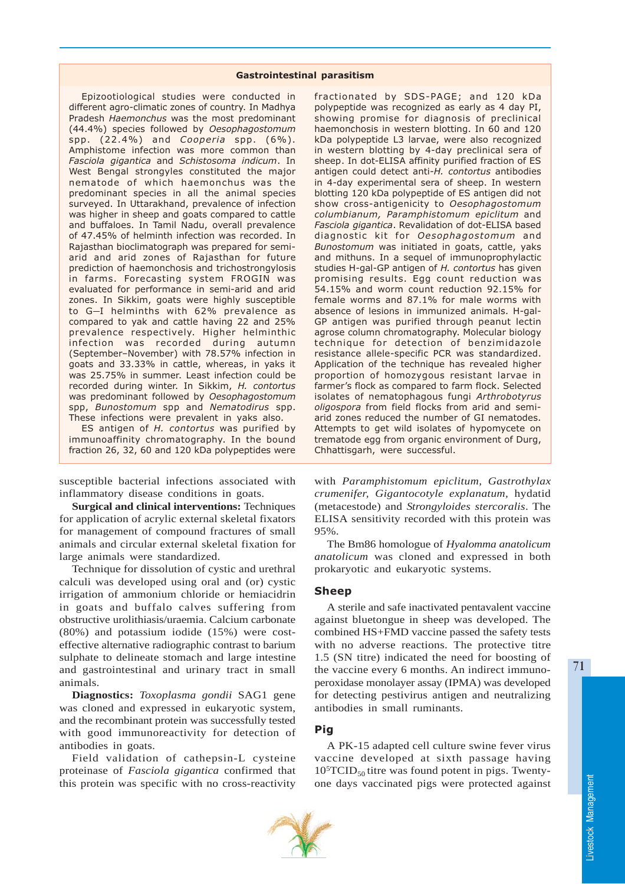### Gastrointestinal parasitism

Epizootiological studies were conducted in different agro-climatic zones of country. In Madhya Pradesh *Haemonchus* was the most predominant (44.4%) species followed by *Oesophagostomum* spp. (22.4%) and *Cooperia* spp. (6%). Amphistome infection was more common than *Fasciola gigantica* and *Schistosoma indicum*. In West Bengal strongyles constituted the major nematode of which haemonchus was the predominant species in all the animal species surveyed. In Uttarakhand, prevalence of infection was higher in sheep and goats compared to cattle and buffaloes. In Tamil Nadu, overall prevalence of 47.45% of helminth infection was recorded. In Rajasthan bioclimatograph was prepared for semi-arid and arid zones of Rajasthan for future prediction of haemonchosis and trichostrongylosis in farms. Forecasting system FROGIN was evaluated for performance in semi-arid and arid zones. In Sikkim, goats were highly susceptible to G–I helminths with 62% prevalence as compared to yak and cattle having 22 and 25% prevalence respectively. Higher helminthic infection was recorded during autumn (September–November) with 78.57% infection in goats and 33.33% in cattle, whereas, in yaks it was 25.75% in summer. Least infection could be recorded during winter. In Sikkim, *H. contortus* was predominant followed by *Oesophagostomum* spp, *Bunostomum* spp and *Nematodirus* spp. These infections were prevalent in yaks also.

ES antigen of *H. contortus* was purified by immunoaffinity chromatography. In the bound fraction 26, 32, 60 and 120 kDa polypeptides were fractionated by SDS-PAGE; and 120 kDa polypeptide was recognized as early as 4 day PI, showing promise for diagnosis of preclinical haemonchosis in western blotting. In 60 and 120 kDa polypeptide L3 larvae, were also recognized in western blotting by 4-day preclinical sera of sheep. In dot-ELISA affinity purified fraction of ES antigen could detect anti-*H. contortus* antibodies in 4-day experimental sera of sheep. In western blotting 120 kDa polypeptide of ES antigen did not show cross-antigenicity to *Oesophagostomum columbianum, Paramphistomum epiclitum* and *Fasciola gigantica*. Revalidation of dot-ELISA based diagnostic kit for *Oesophagostomum* and *Bunostomum* was initiated in goats, cattle, yaks and mithuns. In a sequel of immunoprophylactic studies H-gal-GP antigen of *H. contortus* has given promising results. Egg count reduction was 54.15% and worm count reduction 92.15% for female worms and 87.1% for male worms with absence of lesions in immunized animals. H-gal-GP antigen was purified through peanut lectin agrose column chromatography. Molecular biology technique for detection of benzimidazole resistance allele-specific PCR was standardized. Application of the technique has revealed higher proportion of homozygous resistant larvae in farmer's flock as compared to farm flock. Selected isolates of nematophagous fungi *Arthrobotyrus oligospora* from field flocks from arid and semi-arid zones reduced the number of GI nematodes. Attempts to get wild isolates of hypomycete on trematode egg from organic environment of Durg, Chhattisgarh, were successful.

susceptible bacterial infections associated with inflammatory disease conditions in goats.

**Surgical and clinical interventions:** Techniques for application of acrylic external skeletal fixators for management of compound fractures of small animals and circular external skeletal fixation for large animals were standardized.

Technique for dissolution of cystic and urethral calculi was developed using oral and (or) cystic irrigation of ammonium chloride or hemiacidrin in goats and buffalo calves suffering from obstructive urolithiasis/uraemia. Calcium carbonate (80%) and potassium iodide (15%) were cost-effective alternative radiographic contrast to barium sulphate to delineate stomach and large intestine and gastrointestinal and urinary tract in small animals.

**Diagnostics:** *Toxoplasma gondii* SAG1 gene was cloned and expressed in eukaryotic system, and the recombinant protein was successfully tested with good immunoreactivity for detection of antibodies in goats.

Field validation of cathepsin-L cysteine proteinase of *Fasciola gigantica* confirmed that this protein was specific with no cross-reactivity with *Paramphistomum epiclitum, Gastrothylax crumenifer, Gigantocotyle explanatum,* hydatid (metacestode) and *Strongyloides stercoralis*. The ELISA sensitivity recorded with this protein was 95%.

The Bm86 homologue of *Hyalomma anatolicum anatolicum* was cloned and expressed in both prokaryotic and eukaryotic systems.

## Sheep

A sterile and safe inactivated pentavalent vaccine against bluetongue in sheep was developed. The combined HS+FMD vaccine passed the safety tests with no adverse reactions. The protective titre 1.5 (SN titre) indicated the need for boosting of the vaccine every 6 months. An indirect immuno-peroxidase monolayer assay (IPMA) was developed for detecting pestivirus antigen and neutralizing antibodies in small ruminants.

## Pig

A PK-15 adapted cell culture swine fever virus vaccine developed at sixth passage having $10^5 TCID_{50}$ titre was found potent in pigs. Twenty-one days vaccinated pigs were protected against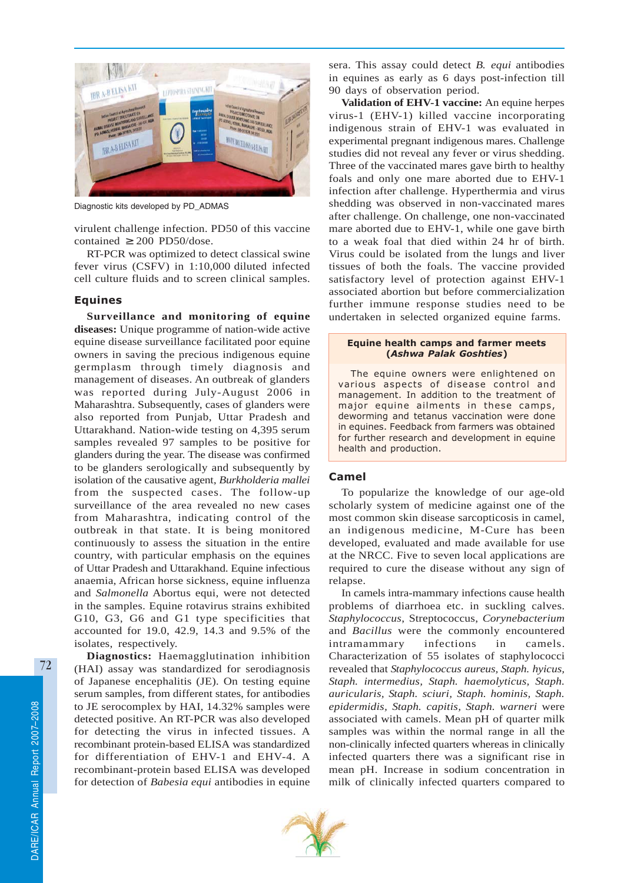Diagnostic kits developed by PD_ADMAS

virulent challenge infection. PD50 of this vaccine contained $\geq 200$ PD50/dose.

RT-PCR was optimized to detect classical swine fever virus (CSFV) in 1:10,000 diluted infected cell culture fluids and to screen clinical samples.

## Equines

**Surveillance and monitoring of equine diseases:** Unique programme of nation-wide active equine disease surveillance facilitated poor equine owners in saving the precious indigenous equine germplasm through timely diagnosis and management of diseases. An outbreak of glanders was reported during July-August 2006 in Maharashtra. Subsequently, cases of glanders were also reported from Punjab, Uttar Pradesh and Uttarakhand. Nation-wide testing on 4,395 serum samples revealed 97 samples to be positive for glanders during the year. The disease was confirmed to be glanders serologically and subsequently by isolation of the causative agent, *Burkholderia mallei* from the suspected cases. The follow-up surveillance of the area revealed no new cases from Maharashtra, indicating control of the outbreak in that state. It is being monitored continuously to assess the situation in the entire country, with particular emphasis on the equines of Uttar Pradesh and Uttarakhand. Equine infectious anaemia, African horse sickness, equine influenza and *Salmonella* Abortus equi, were not detected in the samples. Equine rotavirus strains exhibited G10, G3, G6 and G1 type specificities that accounted for 19.0, 42.9, 14.3 and 9.5% of the isolates, respectively.

**Diagnostics:** Haemagglutination inhibition (HAI) assay was standardized for serodiagnosis of Japanese encephalitis (JE). On testing equine serum samples, from different states, for antibodies to JE serocomplex by HAI, 14.32% samples were detected positive. An RT-PCR was also developed for detecting the virus in infected tissues. A recombinant protein-based ELISA was standardized for differentiation of EHV-1 and EHV-4. A recombinant-protein based ELISA was developed for detection of *Babesia equi* antibodies in equine sera. This assay could detect *B. equi* antibodies in equines as early as 6 days post-infection till 90 days of observation period.

**Validation of EHV-1 vaccine:** An equine herpes virus-1 (EHV-1) killed vaccine incorporating indigenous strain of EHV-1 was evaluated in experimental pregnant indigenous mares. Challenge studies did not reveal any fever or virus shedding. Three of the vaccinated mares gave birth to healthy foals and only one mare aborted due to EHV-1 infection after challenge. Hyperthermia and virus shedding was observed in non-vaccinated mares after challenge. On challenge, one non-vaccinated mare aborted due to EHV-1, while one gave birth to a weak foal that died within 24 hr of birth. Virus could be isolated from the lungs and liver tissues of both the foals. The vaccine provided satisfactory level of protection against EHV-1 associated abortion but before commercialization further immune response studies need to be undertaken in selected organized equine farms.

**Equine health camps and farmer meets (*Ashwa Palak Goshties*)**

The equine owners were enlightened on various aspects of disease control and management. In addition to the treatment of major equine ailments in these camps, deworming and tetanus vaccination were done in equines. Feedback from farmers was obtained for further research and development in equine health and production.

## Camel

To popularize the knowledge of our age-old scholarly system of medicine against one of the most common skin disease sarcopticosis in camel, an indigenous medicine, M-Cure has been developed, evaluated and made available for use at the NRCC. Five to seven local applications are required to cure the disease without any sign of relapse.

In camels intra-mammary infections cause health problems of diarrhoea etc. in suckling calves. *Staphylococcus*, Streptococcus, *Corynebacterium* and *Bacillus* were the commonly encountered intramammary infections in camels. Characterization of 55 isolates of staphylococci revealed that *Staphylococcus aureus, Staph. hyicus, Staph. intermedius, Staph. haemolyticus, Staph. auricularis, Staph. sciuri, Staph. hominis, Staph. epidermidis, Staph. capitis, Staph. warneri* were associated with camels. Mean pH of quarter milk samples was within the normal range in all the non-clinically infected quarters whereas in clinically infected quarters there was a significant rise in mean pH. Increase in sodium concentration in milk of clinically infected quarters compared to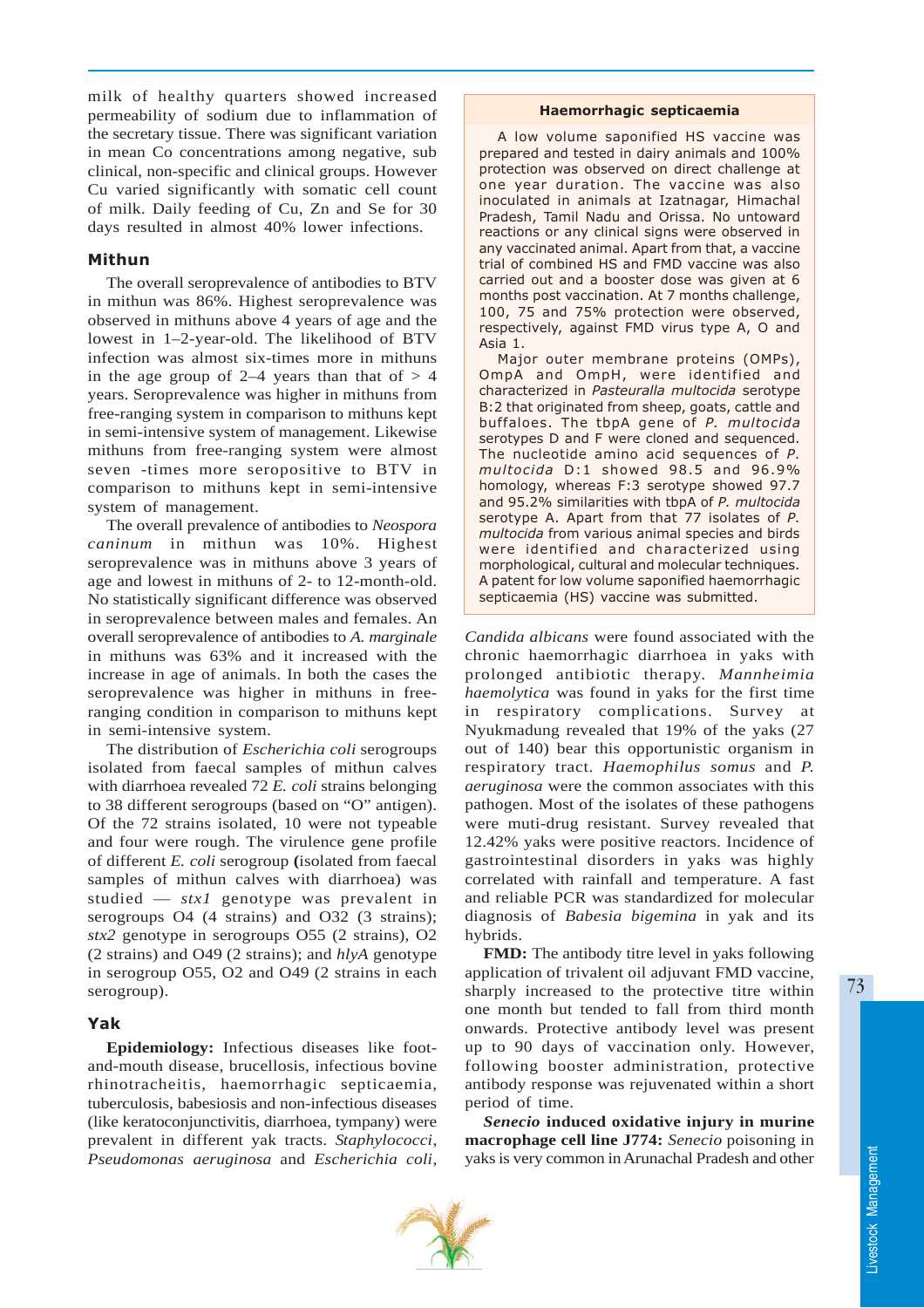milk of healthy quarters showed increased permeability of sodium due to inflammation of the secretary tissue. There was significant variation in mean Co concentrations among negative, sub clinical, non-specific and clinical groups. However Cu varied significantly with somatic cell count of milk. Daily feeding of Cu, Zn and Se for 30 days resulted in almost 40% lower infections.

### Mithun

The overall seroprevalence of antibodies to BTV in mithun was 86%. Highest seroprevalence was observed in mithuns above 4 years of age and the lowest in 1–2-year-old. The likelihood of BTV infection was almost six-times more in mithuns in the age group of 2–4 years than that of > 4 years. Seroprevalence was higher in mithuns from free-ranging system in comparison to mithuns kept in semi-intensive system of management. Likewise mithuns from free-ranging system were almost seven -times more seropositive to BTV in comparison to mithuns kept in semi-intensive system of management.

The overall prevalence of antibodies to *Neospora caninum* in mithun was 10%. Highest seroprevalence was in mithuns above 3 years of age and lowest in mithuns of 2- to 12-month-old. No statistically significant difference was observed in seroprevalence between males and females. An overall seroprevalence of antibodies to *A. marginale* in mithuns was 63% and it increased with the increase in age of animals. In both the cases the seroprevalence was higher in mithuns in free-ranging condition in comparison to mithuns kept in semi-intensive system.

The distribution of *Escherichia coli* serogroups isolated from faecal samples of mithun calves with diarrhoea revealed 72 *E. coli* strains belonging to 38 different serogroups (based on "O" antigen). Of the 72 strains isolated, 10 were not typeable and four were rough. The virulence gene profile of different *E. coli* serogroup **(**isolated from faecal samples of mithun calves with diarrhoea) was studied — *stx1* genotype was prevalent in serogroups O4 (4 strains) and O32 (3 strains); *stx2* genotype in serogroups O55 (2 strains), O2 (2 strains) and O49 (2 strains); and *hlyA* genotype in serogroup O55, O2 and O49 (2 strains in each serogroup).

### Yak

**Epidemiology:** Infectious diseases like foot-and-mouth disease, brucellosis, infectious bovine rhinotracheitis, haemorrhagic septicaemia, tuberculosis, babesiosis and non-infectious diseases (like keratoconjunctivitis, diarrhoea, tympany) were prevalent in different yak tracts. *Staphylococci*, *Pseudomonas aeruginosa* and *Escherichia coli*, *Candida albicans* were found associated with the chronic haemorrhagic diarrhoea in yaks with prolonged antibiotic therapy. *Mannheimia haemolytica* was found in yaks for the first time in respiratory complications. Survey at Nyukmadung revealed that 19% of the yaks (27 out of 140) bear this opportunistic organism in respiratory tract. *Haemophilus somus* and *P. aeruginosa* were the common associates with this pathogen. Most of the isolates of these pathogens were muti-drug resistant. Survey revealed that 12.42% yaks were positive reactors. Incidence of gastrointestinal disorders in yaks was highly correlated with rainfall and temperature. A fast and reliable PCR was standardized for molecular diagnosis of *Babesia bigemina* in yak and its hybrids.

**FMD:** The antibody titre level in yaks following application of trivalent oil adjuvant FMD vaccine, sharply increased to the protective titre within one month but tended to fall from third month onwards. Protective antibody level was present up to 90 days of vaccination only. However, following booster administration, protective antibody response was rejuvenated within a short period of time.

***Senecio* induced oxidative injury in murine macrophage cell line J774:** *Senecio* poisoning in yaks is very common in Arunachal Pradesh and other

> **Haemorrhagic septicaemia**
>
> A low volume saponified HS vaccine was prepared and tested in dairy animals and 100% protection was observed on direct challenge at one year duration. The vaccine was also inoculated in animals at Izatnagar, Himachal Pradesh, Tamil Nadu and Orissa. No untoward reactions or any clinical signs were observed in any vaccinated animal. Apart from that, a vaccine trial of combined HS and FMD vaccine was also carried out and a booster dose was given at 6 months post vaccination. At 7 months challenge, 100, 75 and 75% protection were observed, respectively, against FMD virus type A, O and Asia 1.
>
> Major outer membrane proteins (OMPs), OmpA and OmpH, were identified and characterized in *Pasteuralla multocida* serotype B:2 that originated from sheep, goats, cattle and buffaloes. The tbpA gene of *P. multocida* serotypes D and F were cloned and sequenced. The nucleotide amino acid sequences of *P. multocida* D:1 showed 98.5 and 96.9% homology, whereas F:3 serotype showed 97.7 and 95.2% similarities with tbpA of *P. multocida* serotype A. Apart from that 77 isolates of *P. multocida* from various animal species and birds were identified and characterized using morphological, cultural and molecular techniques. A patent for low volume saponified haemorrhagic septicaemia (HS) vaccine was submitted.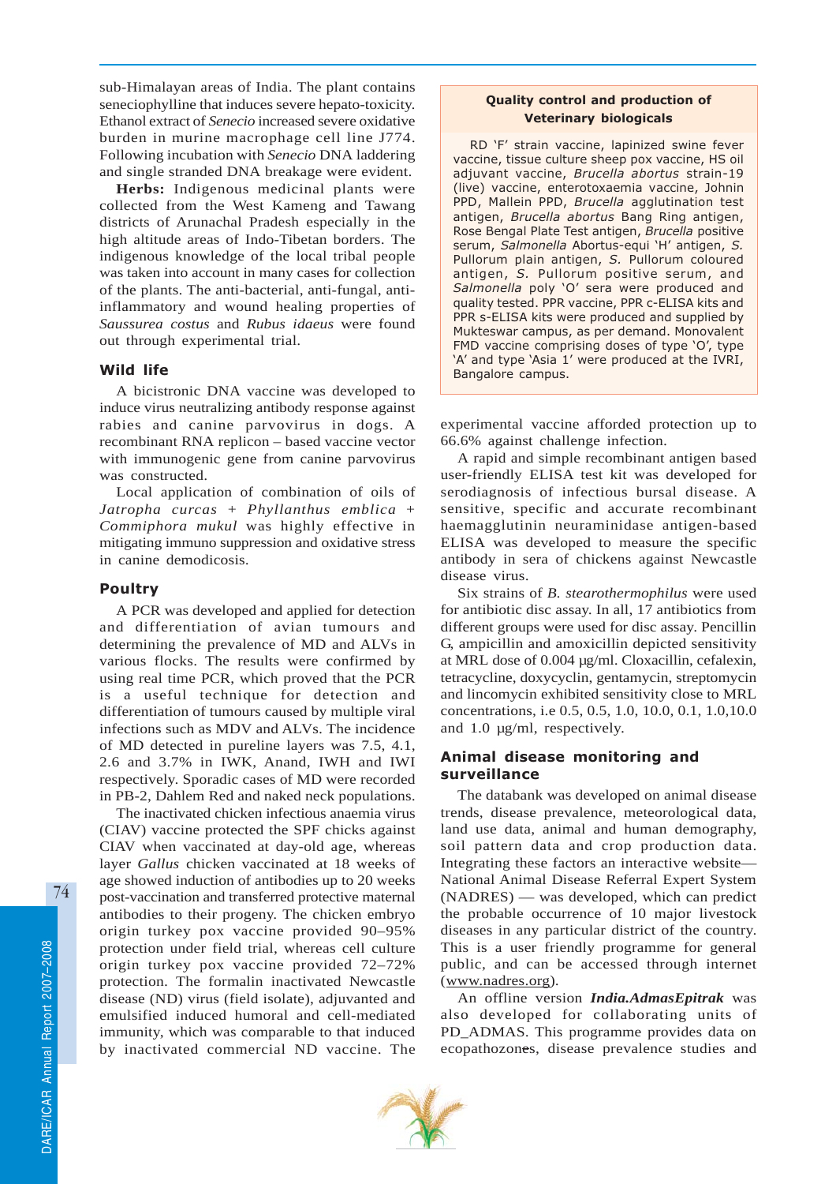sub-Himalayan areas of India. The plant contains seneciophylline that induces severe hepato-toxicity. Ethanol extract of *Senecio* increased severe oxidative burden in murine macrophage cell line J774. Following incubation with *Senecio* DNA laddering and single stranded DNA breakage were evident.

**Herbs:** Indigenous medicinal plants were collected from the West Kameng and Tawang districts of Arunachal Pradesh especially in the high altitude areas of Indo-Tibetan borders. The indigenous knowledge of the local tribal people was taken into account in many cases for collection of the plants. The anti-bacterial, anti-fungal, anti-inflammatory and wound healing properties of *Saussurea costus* and *Rubus idaeus* were found out through experimental trial.

### Wild life

A bicistronic DNA vaccine was developed to induce virus neutralizing antibody response against rabies and canine parvovirus in dogs. A recombinant RNA replicon – based vaccine vector with immunogenic gene from canine parvovirus was constructed.

Local application of combination of oils of *Jatropha curcas* + *Phyllanthus emblica* + *Commiphora mukul* was highly effective in mitigating immuno suppression and oxidative stress in canine demodicosis.

### Poultry

A PCR was developed and applied for detection and differentiation of avian tumours and determining the prevalence of MD and ALVs in various flocks. The results were confirmed by using real time PCR, which proved that the PCR is a useful technique for detection and differentiation of tumours caused by multiple viral infections such as MDV and ALVs. The incidence of MD detected in pureline layers was 7.5, 4.1, 2.6 and 3.7% in IWK, Anand, IWH and IWI respectively. Sporadic cases of MD were recorded in PB-2, Dahlem Red and naked neck populations.

The inactivated chicken infectious anaemia virus (CIAV) vaccine protected the SPF chicks against CIAV when vaccinated at day-old age, whereas layer *Gallus* chicken vaccinated at 18 weeks of age showed induction of antibodies up to 20 weeks post-vaccination and transferred protective maternal antibodies to their progeny. The chicken embryo origin turkey pox vaccine provided 90–95% protection under field trial, whereas cell culture origin turkey pox vaccine provided 72–72% protection. The formalin inactivated Newcastle disease (ND) virus (field isolate), adjuvanted and emulsified induced humoral and cell-mediated immunity, which was comparable to that induced by inactivated commercial ND vaccine. The experimental vaccine afforded protection up to 66.6% against challenge infection.

A rapid and simple recombinant antigen based user-friendly ELISA test kit was developed for serodiagnosis of infectious bursal disease. A sensitive, specific and accurate recombinant haemagglutinin neuraminidase antigen-based ELISA was developed to measure the specific antibody in sera of chickens against Newcastle disease virus.

Six strains of *B. stearothermophilus* were used for antibiotic disc assay. In all, 17 antibiotics from different groups were used for disc assay. Pencillin G, ampicillin and amoxicillin depicted sensitivity at MRL dose of 0.004 μg/ml. Cloxacillin, cefalexin, tetracycline, doxycyclin, gentamycin, streptomycin and lincomycin exhibited sensitivity close to MRL concentrations, i.e 0.5, 0.5, 1.0, 10.0, 0.1, 1.0,10.0 and 1.0 μg/ml, respectively.

> **Quality control and production of Veterinary biologicals**
>
> RD 'F' strain vaccine, lapinized swine fever vaccine, tissue culture sheep pox vaccine, HS oil adjuvant vaccine, *Brucella abortus* strain-19 (live) vaccine, enterotoxaemia vaccine, Johnin PPD, Mallein PPD, *Brucella* agglutination test antigen, *Brucella abortus* Bang Ring antigen, Rose Bengal Plate Test antigen, *Brucella* positive serum, *Salmonella* Abortus-equi 'H' antigen, *S.* Pullorum plain antigen, *S.* Pullorum coloured antigen, *S.* Pullorum positive serum, and *Salmonella* poly 'O' sera were produced and quality tested. PPR vaccine, PPR c-ELISA kits and PPR s-ELISA kits were produced and supplied by Mukteswar campus, as per demand. Monovalent FMD vaccine comprising doses of type 'O', type 'A' and type 'Asia 1' were produced at the IVRI, Bangalore campus.

### Animal disease monitoring and surveillance

The databank was developed on animal disease trends, disease prevalence, meteorological data, land use data, animal and human demography, soil pattern data and crop production data. Integrating these factors an interactive website—National Animal Disease Referral Expert System (NADRES) — was developed, which can predict the probable occurrence of 10 major livestock diseases in any particular district of the country. This is a user friendly programme for general public, and can be accessed through internet (www.nadres.org).

An offline version ***India.AdmasEpitrak*** was also developed for collaborating units of PD_ADMAS. This programme provides data on ecopathozones, disease prevalence studies and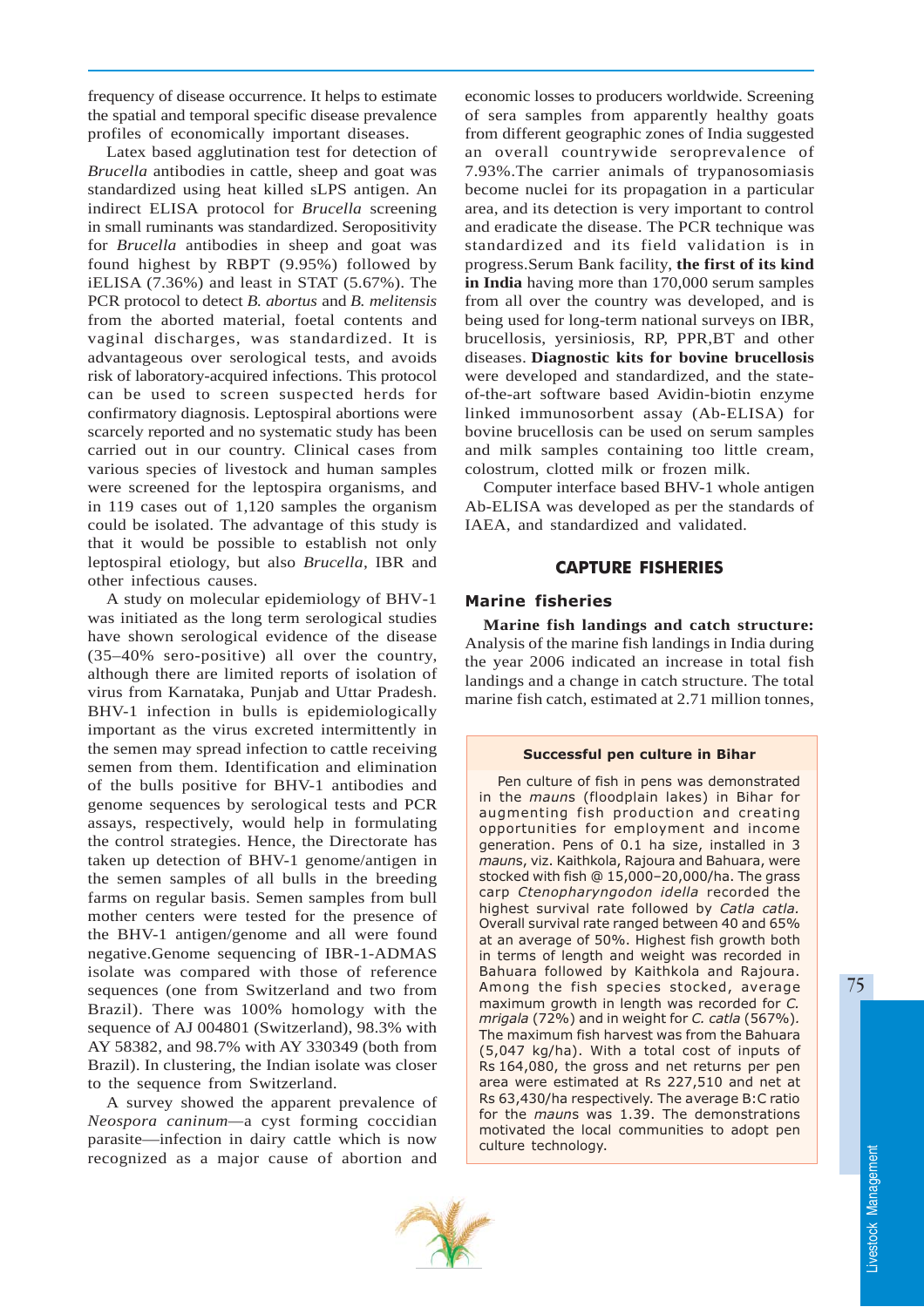frequency of disease occurrence. It helps to estimate the spatial and temporal specific disease prevalence profiles of economically important diseases.

Latex based agglutination test for detection of *Brucella* antibodies in cattle, sheep and goat was standardized using heat killed sLPS antigen. An indirect ELISA protocol for *Brucella* screening in small ruminants was standardized. Seropositivity for *Brucella* antibodies in sheep and goat was found highest by RBPT (9.95%) followed by iELISA (7.36%) and least in STAT (5.67%). The PCR protocol to detect *B. abortus* and *B. melitensis* from the aborted material, foetal contents and vaginal discharges, was standardized. It is advantageous over serological tests, and avoids risk of laboratory-acquired infections. This protocol can be used to screen suspected herds for confirmatory diagnosis. Leptospiral abortions were scarcely reported and no systematic study has been carried out in our country. Clinical cases from various species of livestock and human samples were screened for the leptospira organisms, and in 119 cases out of 1,120 samples the organism could be isolated. The advantage of this study is that it would be possible to establish not only leptospiral etiology, but also *Brucella*, IBR and other infectious causes.

A study on molecular epidemiology of BHV-1 was initiated as the long term serological studies have shown serological evidence of the disease (35–40% sero-positive) all over the country, although there are limited reports of isolation of virus from Karnataka, Punjab and Uttar Pradesh. BHV-1 infection in bulls is epidemiologically important as the virus excreted intermittently in the semen may spread infection to cattle receiving semen from them. Identification and elimination of the bulls positive for BHV-1 antibodies and genome sequences by serological tests and PCR assays, respectively, would help in formulating the control strategies. Hence, the Directorate has taken up detection of BHV-1 genome/antigen in the semen samples of all bulls in the breeding farms on regular basis. Semen samples from bull mother centers were tested for the presence of the BHV-1 antigen/genome and all were found negative.Genome sequencing of IBR-1-ADMAS isolate was compared with those of reference sequences (one from Switzerland and two from Brazil). There was 100% homology with the sequence of AJ 004801 (Switzerland), 98.3% with AY 58382, and 98.7% with AY 330349 (both from Brazil). In clustering, the Indian isolate was closer to the sequence from Switzerland.

A survey showed the apparent prevalence of *Neospora caninum*—a cyst forming coccidian parasite—infection in dairy cattle which is now recognized as a major cause of abortion and economic losses to producers worldwide. Screening of sera samples from apparently healthy goats from different geographic zones of India suggested an overall countrywide seroprevalence of 7.93%.The carrier animals of trypanosomiasis become nuclei for its propagation in a particular area, and its detection is very important to control and eradicate the disease. The PCR technique was standardized and its field validation is in progress.Serum Bank facility, **the first of its kind in India** having more than 170,000 serum samples from all over the country was developed, and is being used for long-term national surveys on IBR, brucellosis, yersiniosis, RP, PPR,BT and other diseases. **Diagnostic kits for bovine brucellosis** were developed and standardized, and the state-of-the-art software based Avidin-biotin enzyme linked immunosorbent assay (Ab-ELISA) for bovine brucellosis can be used on serum samples and milk samples containing too little cream, colostrum, clotted milk or frozen milk.

Computer interface based BHV-1 whole antigen Ab-ELISA was developed as per the standards of IAEA, and standardized and validated.

## CAPTURE FISHERIES

### Marine fisheries

**Marine fish landings and catch structure:** Analysis of the marine fish landings in India during the year 2006 indicated an increase in total fish landings and a change in catch structure. The total marine fish catch, estimated at 2.71 million tonnes,

> **Successful pen culture in Bihar**
>
> Pen culture of fish in pens was demonstrated in the *maun*s (floodplain lakes) in Bihar for augmenting fish production and creating opportunities for employment and income generation. Pens of 0.1 ha size, installed in 3 *maun*s, viz. Kaithkola, Rajoura and Bahuara, were stocked with fish @ 15,000–20,000/ha. The grass carp *Ctenopharyngodon idella* recorded the highest survival rate followed by *Catla catla*. Overall survival rate ranged between 40 and 65% at an average of 50%. Highest fish growth both in terms of length and weight was recorded in Bahuara followed by Kaithkola and Rajoura. Among the fish species stocked, average maximum growth in length was recorded for *C. mrigala* (72%) and in weight for *C. catla* (567%). The maximum fish harvest was from the Bahuara (5,047 kg/ha). With a total cost of inputs of Rs 164,080, the gross and net returns per pen area were estimated at Rs 227,510 and net at Rs 63,430/ha respectively. The average B:C ratio for the *maun*s was 1.39. The demonstrations motivated the local communities to adopt pen culture technology.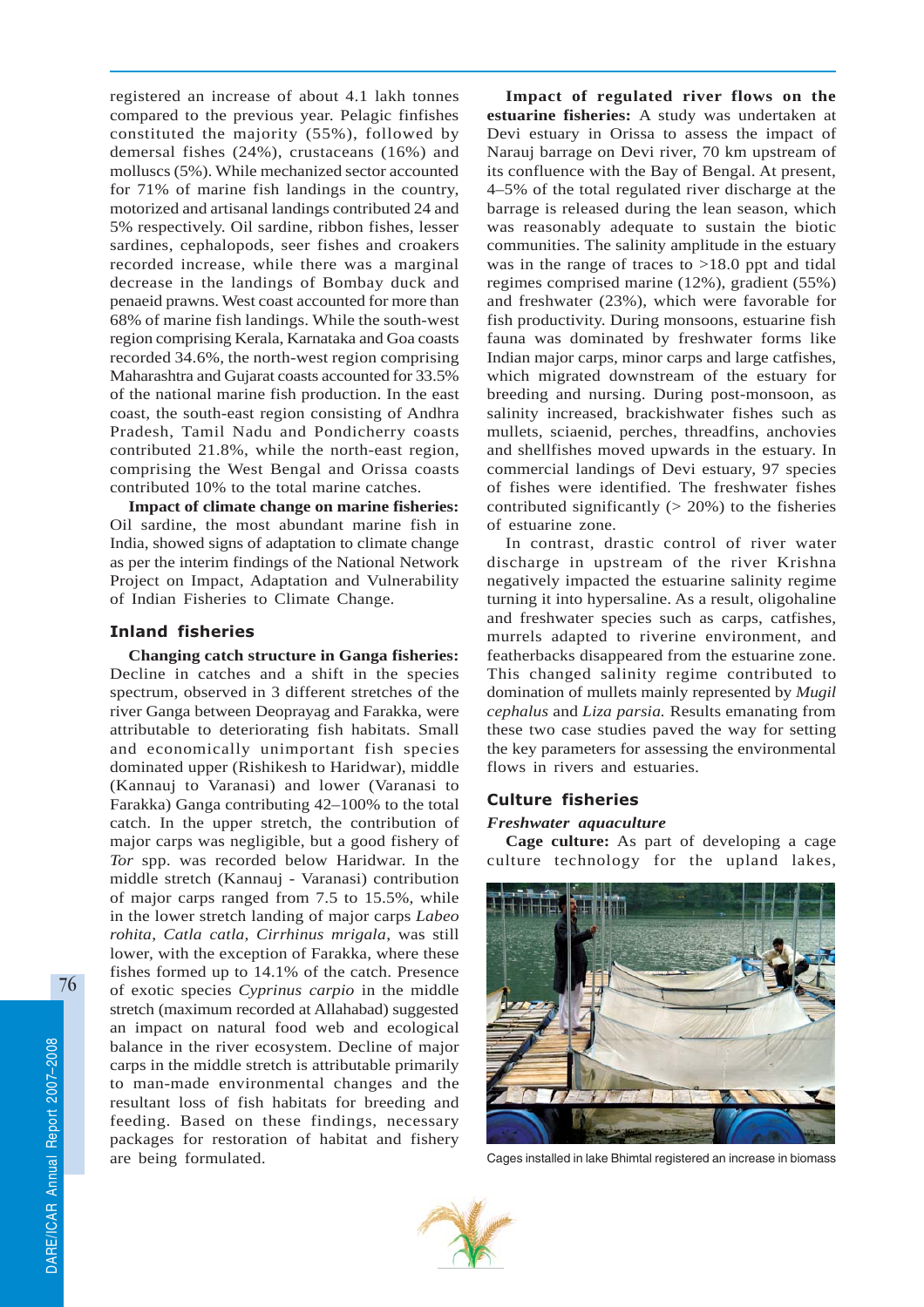registered an increase of about 4.1 lakh tonnes compared to the previous year. Pelagic finfishes constituted the majority (55%), followed by demersal fishes (24%), crustaceans (16%) and molluscs (5%). While mechanized sector accounted for 71% of marine fish landings in the country, motorized and artisanal landings contributed 24 and 5% respectively. Oil sardine, ribbon fishes, lesser sardines, cephalopods, seer fishes and croakers recorded increase, while there was a marginal decrease in the landings of Bombay duck and penaeid prawns. West coast accounted for more than 68% of marine fish landings. While the south-west region comprising Kerala, Karnataka and Goa coasts recorded 34.6%, the north-west region comprising Maharashtra and Gujarat coasts accounted for 33.5% of the national marine fish production. In the east coast, the south-east region consisting of Andhra Pradesh, Tamil Nadu and Pondicherry coasts contributed 21.8%, while the north-east region, comprising the West Bengal and Orissa coasts contributed 10% to the total marine catches.

**Impact of climate change on marine fisheries:** Oil sardine, the most abundant marine fish in India, showed signs of adaptation to climate change as per the interim findings of the National Network Project on Impact, Adaptation and Vulnerability of Indian Fisheries to Climate Change.

## Inland fisheries

**Changing catch structure in Ganga fisheries:** Decline in catches and a shift in the species spectrum, observed in 3 different stretches of the river Ganga between Deoprayag and Farakka, were attributable to deteriorating fish habitats. Small and economically unimportant fish species dominated upper (Rishikesh to Haridwar), middle (Kannauj to Varanasi) and lower (Varanasi to Farakka) Ganga contributing 42–100% to the total catch. In the upper stretch, the contribution of major carps was negligible, but a good fishery of *Tor* spp. was recorded below Haridwar. In the middle stretch (Kannauj - Varanasi) contribution of major carps ranged from 7.5 to 15.5%, while in the lower stretch landing of major carps *Labeo rohita*, *Catla catla*, *Cirrhinus mrigala*, was still lower, with the exception of Farakka, where these fishes formed up to 14.1% of the catch. Presence of exotic species *Cyprinus carpio* in the middle stretch (maximum recorded at Allahabad) suggested an impact on natural food web and ecological balance in the river ecosystem. Decline of major carps in the middle stretch is attributable primarily to man-made environmental changes and the resultant loss of fish habitats for breeding and feeding. Based on these findings, necessary packages for restoration of habitat and fishery are being formulated.

**Impact of regulated river flows on the estuarine fisheries:** A study was undertaken at Devi estuary in Orissa to assess the impact of Narauj barrage on Devi river, 70 km upstream of its confluence with the Bay of Bengal. At present, 4–5% of the total regulated river discharge at the barrage is released during the lean season, which was reasonably adequate to sustain the biotic communities. The salinity amplitude in the estuary was in the range of traces to >18.0 ppt and tidal regimes comprised marine (12%), gradient (55%) and freshwater (23%), which were favorable for fish productivity. During monsoons, estuarine fish fauna was dominated by freshwater forms like Indian major carps, minor carps and large catfishes, which migrated downstream of the estuary for breeding and nursing. During post-monsoon, as salinity increased, brackishwater fishes such as mullets, sciaenid, perches, threadfins, anchovies and shellfishes moved upwards in the estuary. In commercial landings of Devi estuary, 97 species of fishes were identified. The freshwater fishes contributed significantly (> 20%) to the fisheries of estuarine zone.

In contrast, drastic control of river water discharge in upstream of the river Krishna negatively impacted the estuarine salinity regime turning it into hypersaline. As a result, oligohaline and freshwater species such as carps, catfishes, murrels adapted to riverine environment, and featherbacks disappeared from the estuarine zone. This changed salinity regime contributed to domination of mullets mainly represented by *Mugil cephalus* and *Liza parsia.* Results emanating from these two case studies paved the way for setting the key parameters for assessing the environmental flows in rivers and estuaries.

## Culture fisheries

### *Freshwater aquaculture*

**Cage culture:** As part of developing a cage culture technology for the upland lakes,

Cages installed in lake Bhimtal registered an increase in biomass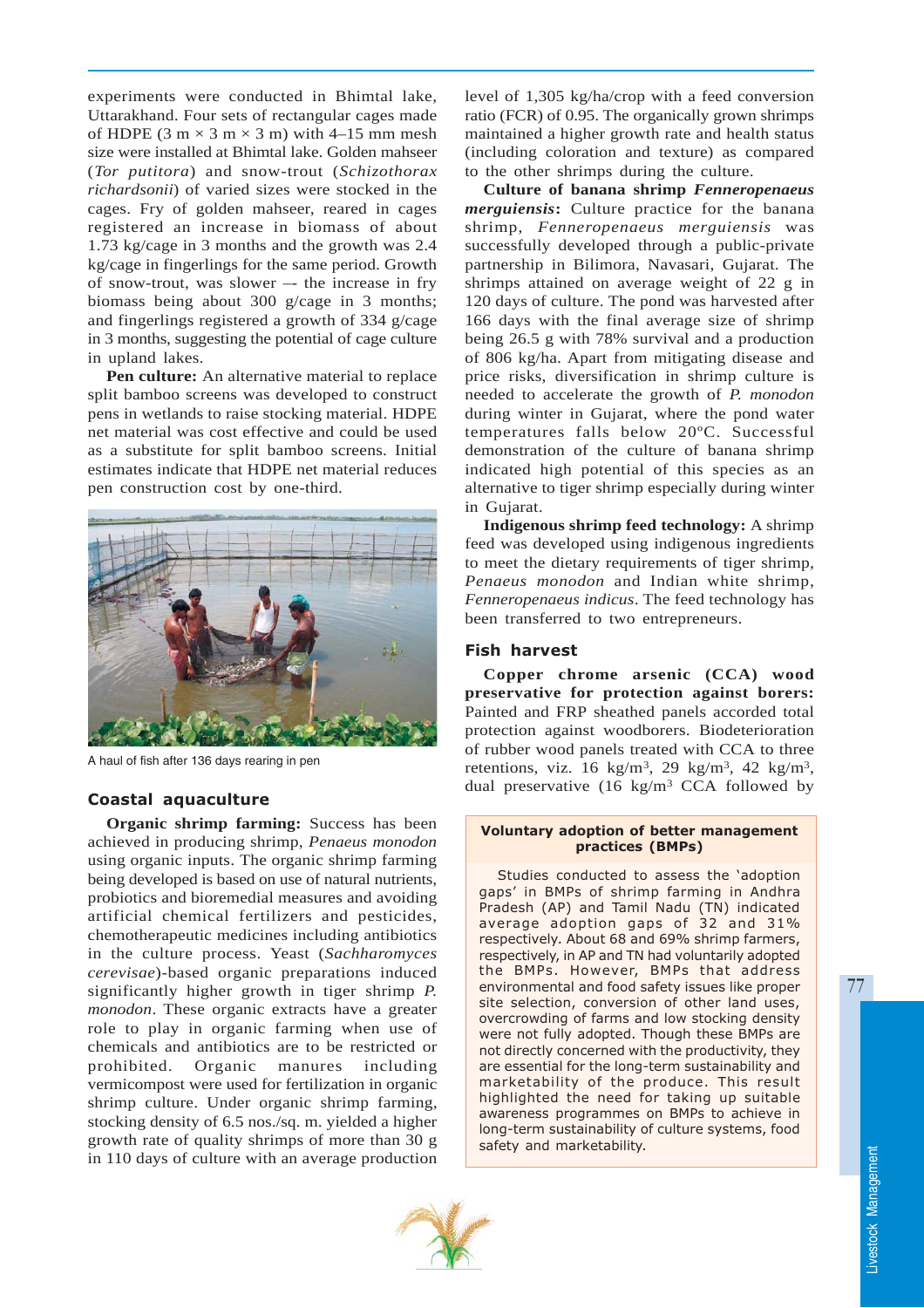experiments were conducted in Bhimtal lake, Uttarakhand. Four sets of rectangular cages made of HDPE (3 m × 3 m × 3 m) with 4–15 mm mesh size were installed at Bhimtal lake. Golden mahseer (*Tor putitora*) and snow-trout (*Schizothorax richardsonii*) of varied sizes were stocked in the cages. Fry of golden mahseer, reared in cages registered an increase in biomass of about 1.73 kg/cage in 3 months and the growth was 2.4 kg/cage in fingerlings for the same period. Growth of snow-trout, was slower –- the increase in fry biomass being about 300 g/cage in 3 months; and fingerlings registered a growth of 334 g/cage in 3 months, suggesting the potential of cage culture in upland lakes.

**Pen culture:** An alternative material to replace split bamboo screens was developed to construct pens in wetlands to raise stocking material. HDPE net material was cost effective and could be used as a substitute for split bamboo screens. Initial estimates indicate that HDPE net material reduces pen construction cost by one-third.

A haul of fish after 136 days rearing in pen

### Coastal aquaculture

**Organic shrimp farming:** Success has been achieved in producing shrimp, *Penaeus monodon* using organic inputs. The organic shrimp farming being developed is based on use of natural nutrients, probiotics and bioremedial measures and avoiding artificial chemical fertilizers and pesticides, chemotherapeutic medicines including antibiotics in the culture process. Yeast (*Sachharomyces cerevisae*)-based organic preparations induced significantly higher growth in tiger shrimp *P. monodon*. These organic extracts have a greater role to play in organic farming when use of chemicals and antibiotics are to be restricted or prohibited. Organic manures including vermicompost were used for fertilization in organic shrimp culture. Under organic shrimp farming, stocking density of 6.5 nos./sq. m. yielded a higher growth rate of quality shrimps of more than 30 g in 110 days of culture with an average production level of 1,305 kg/ha/crop with a feed conversion ratio (FCR) of 0.95. The organically grown shrimps maintained a higher growth rate and health status (including coloration and texture) as compared to the other shrimps during the culture.

**Culture of banana shrimp *Fenneropenaeus merguiensis*:** Culture practice for the banana shrimp, *Fenneropenaeus merguiensis* was successfully developed through a public-private partnership in Bilimora, Navasari, Gujarat. The shrimps attained on average weight of 22 g in 120 days of culture. The pond was harvested after 166 days with the final average size of shrimp being 26.5 g with 78% survival and a production of 806 kg/ha. Apart from mitigating disease and price risks, diversification in shrimp culture is needed to accelerate the growth of *P. monodon* during winter in Gujarat, where the pond water temperatures falls below 20ºC. Successful demonstration of the culture of banana shrimp indicated high potential of this species as an alternative to tiger shrimp especially during winter in Gujarat.

**Indigenous shrimp feed technology:** A shrimp feed was developed using indigenous ingredients to meet the dietary requirements of tiger shrimp, *Penaeus monodon* and Indian white shrimp, *Fenneropenaeus indicus*. The feed technology has been transferred to two entrepreneurs.

### Fish harvest

**Copper chrome arsenic (CCA) wood preservative for protection against borers:** Painted and FRP sheathed panels accorded total protection against woodborers. Biodeterioration of rubber wood panels treated with CCA to three retentions, viz. 16 kg/m$^3$, 29 kg/m$^3$, 42 kg/m$^3$, dual preservative (16 kg/m$^3$ CCA followed by

**Voluntary adoption of better management practices (BMPs)**

Studies conducted to assess the 'adoption gaps' in BMPs of shrimp farming in Andhra Pradesh (AP) and Tamil Nadu (TN) indicated average adoption gaps of 32 and 31% respectively. About 68 and 69% shrimp farmers, respectively, in AP and TN had voluntarily adopted the BMPs. However, BMPs that address environmental and food safety issues like proper site selection, conversion of other land uses, overcrowding of farms and low stocking density were not fully adopted. Though these BMPs are not directly concerned with the productivity, they are essential for the long-term sustainability and marketability of the produce. This result highlighted the need for taking up suitable awareness programmes on BMPs to achieve in long-term sustainability of culture systems, food safety and marketability.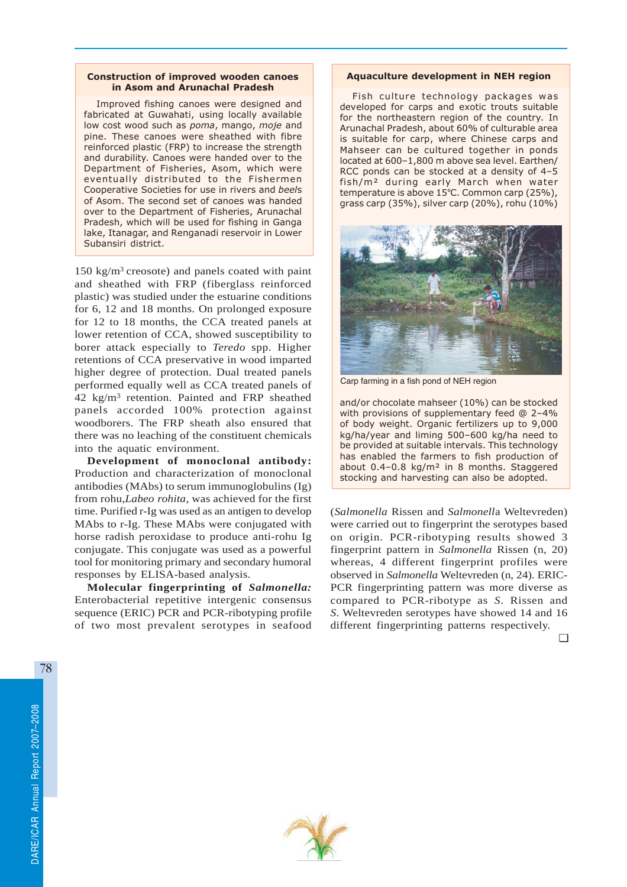**Construction of improved wooden canoes in Asom and Arunachal Pradesh**

Improved fishing canoes were designed and fabricated at Guwahati, using locally available low cost wood such as *poma*, mango, *moje* and pine. These canoes were sheathed with fibre reinforced plastic (FRP) to increase the strength and durability. Canoes were handed over to the Department of Fisheries, Asom, which were eventually distributed to the Fishermen Cooperative Societies for use in rivers and *beels* of Asom. The second set of canoes was handed over to the Department of Fisheries, Arunachal Pradesh, which will be used for fishing in Ganga lake, Itanagar, and Renganadi reservoir in Lower Subansiri district.

150 kg/m$^3$ creosote) and panels coated with paint and sheathed with FRP (fiberglass reinforced plastic) was studied under the estuarine conditions for 6, 12 and 18 months. On prolonged exposure for 12 to 18 months, the CCA treated panels at lower retention of CCA, showed susceptibility to borer attack especially to *Teredo* spp. Higher retentions of CCA preservative in wood imparted higher degree of protection. Dual treated panels performed equally well as CCA treated panels of 42 kg/m$^3$ retention. Painted and FRP sheathed panels accorded 100% protection against woodborers. The FRP sheath also ensured that there was no leaching of the constituent chemicals into the aquatic environment.

**Development of monoclonal antibody:** Production and characterization of monoclonal antibodies (MAbs) to serum immunoglobulins (Ig) from rohu, *Labeo rohita*, was achieved for the first time. Purified r-Ig was used as an antigen to develop MAbs to r-Ig. These MAbs were conjugated with horse radish peroxidase to produce anti-rohu Ig conjugate. This conjugate was used as a powerful tool for monitoring primary and secondary humoral responses by ELISA-based analysis.

**Molecular fingerprinting of *Salmonella:*** Enterobacterial repetitive intergenic consensus sequence (ERIC) PCR and PCR-ribotyping profile of two most prevalent serotypes in seafood (*Salmonella* Rissen and *Salmonell*a Weltevreden) were carried out to fingerprint the serotypes based on origin. PCR-ribotyping results showed 3 fingerprint pattern in *Salmonella* Rissen (n, 20) whereas, 4 different fingerprint profiles were observed in *Salmonella* Weltevreden (n, 24). ERIC-PCR fingerprinting pattern was more diverse as compared to PCR-ribotype as *S*. Rissen and *S*. Weltevreden serotypes have showed 14 and 16 different fingerprinting patterns respectively.

**Aquaculture development in NEH region**

Fish culture technology packages was developed for carps and exotic trouts suitable for the northeastern region of the country. In Arunachal Pradesh, about 60% of culturable area is suitable for carp, where Chinese carps and Mahseer can be cultured together in ponds located at 600–1,800 m above sea level. Earthen/ RCC ponds can be stocked at a density of 4–5 fish/m² during early March when water temperature is above 15°C. Common carp (25%), grass carp (35%), silver carp (20%), rohu (10%) and/or chocolate mahseer (10%) can be stocked with provisions of supplementary feed @ 2–4% of body weight. Organic fertilizers up to 9,000 kg/ha/year and liming 500–600 kg/ha need to be provided at suitable intervals. This technology has enabled the farmers to fish production of about 0.4–0.8 kg/m² in 8 months. Staggered stocking and harvesting can also be adopted.

Carp farming in a fish pond of NEH region